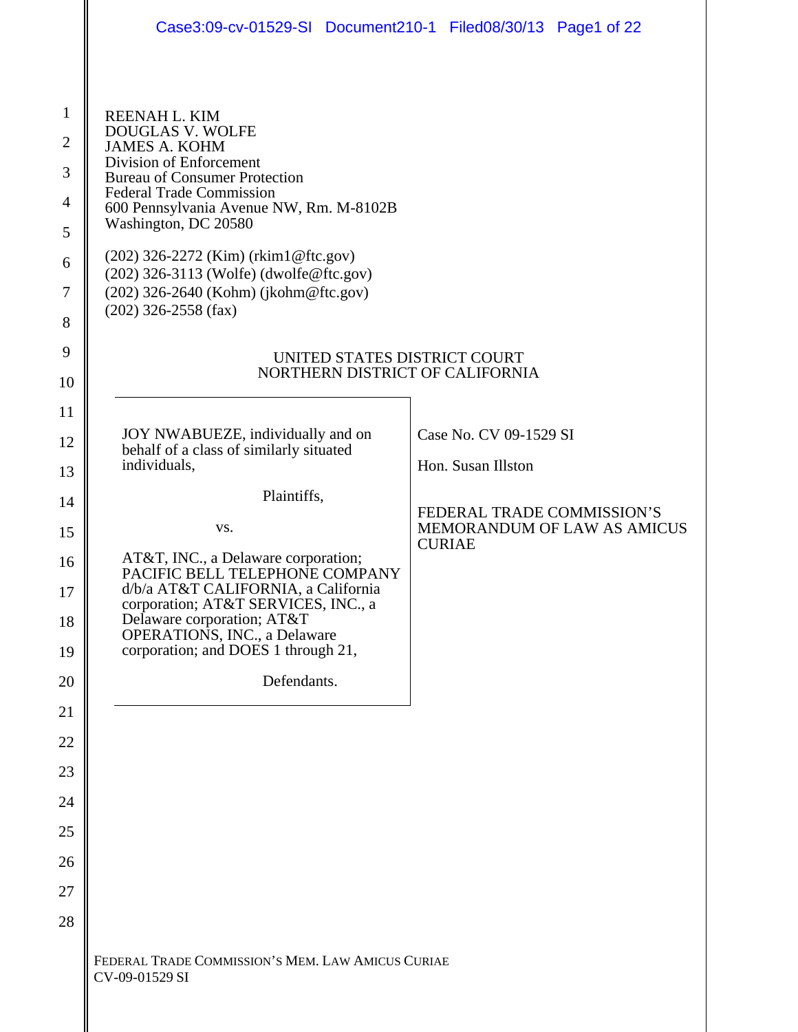REENAH L. KIM
DOUGLAS V. WOLFE
JAMES A. KOHM
Division of Enforcement
Bureau of Consumer Protection
Federal Trade Commission
600 Pennsylvania Avenue NW, Rm. M-8102B
Washington, DC 20580

(202) 326-2272 (Kim) (rkim1@ftc.gov)
(202) 326-3113 (Wolfe) (dwolfe@ftc.gov)
(202) 326-2640 (Kohm) (jkohm@ftc.gov)
(202) 326-2558 (fax)

UNITED STATES DISTRICT COURT
NORTHERN DISTRICT OF CALIFORNIA

| | |
|---|---|
| JOY NWABUEZE, individually and on behalf of a class of similarly situated individuals,<br><br>Plaintiffs,<br><br>vs.<br><br>AT&T, INC., a Delaware corporation; PACIFIC BELL TELEPHONE COMPANY d/b/a AT&T CALIFORNIA, a California corporation; AT&T SERVICES, INC., a Delaware corporation; AT&T OPERATIONS, INC., a Delaware corporation; and DOES 1 through 21,<br><br>Defendants. | Case No. CV 09-1529 SI<br><br>Hon. Susan Illston<br><br>FEDERAL TRADE COMMISSION'S MEMORANDUM OF LAW AS AMICUS CURIAE |

FEDERAL TRADE COMMISSION'S MEM. LAW AMICUS CURIAE
CV-09-01529 SI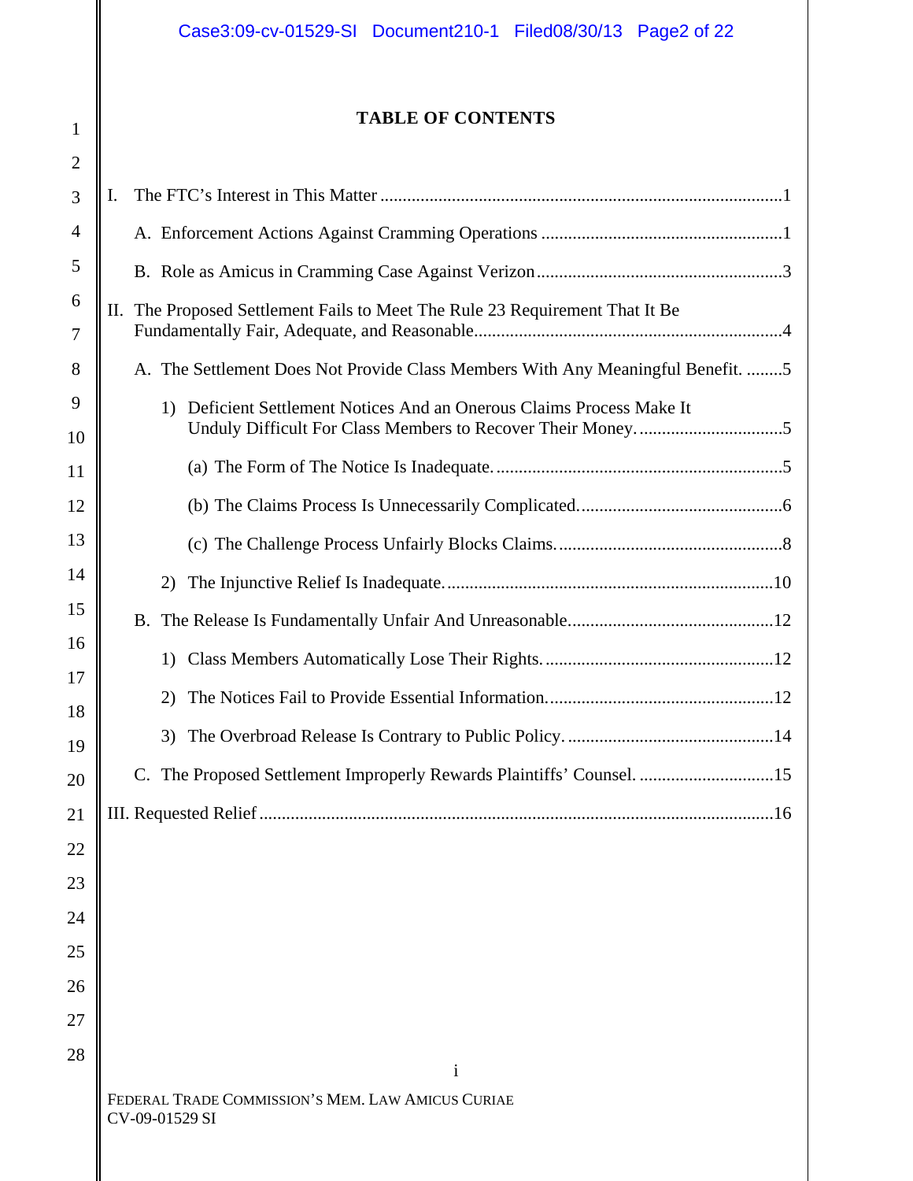## TABLE OF CONTENTS

I. The FTC's Interest in This Matter ..........1

A. Enforcement Actions Against Cramming Operations ..........1

B. Role as Amicus in Cramming Case Against Verizon ..........3

II. The Proposed Settlement Fails to Meet The Rule 23 Requirement That It Be Fundamentally Fair, Adequate, and Reasonable ..........4

A. The Settlement Does Not Provide Class Members With Any Meaningful Benefit. ..........5

1) Deficient Settlement Notices And an Onerous Claims Process Make It Unduly Difficult For Class Members to Recover Their Money. ..........5

(a) The Form of The Notice Is Inadequate. ..........5

(b) The Claims Process Is Unnecessarily Complicated. ..........6

(c) The Challenge Process Unfairly Blocks Claims. ..........8

2) The Injunctive Relief Is Inadequate. ..........10

B. The Release Is Fundamentally Unfair And Unreasonable ..........12

1) Class Members Automatically Lose Their Rights. ..........12

2) The Notices Fail to Provide Essential Information. ..........12

3) The Overbroad Release Is Contrary to Public Policy. ..........14

C. The Proposed Settlement Improperly Rewards Plaintiffs' Counsel. ..........15

III. Requested Relief ..........16

FEDERAL TRADE COMMISSION'S MEM. LAW AMICUS CURIAE
CV-09-01529 SI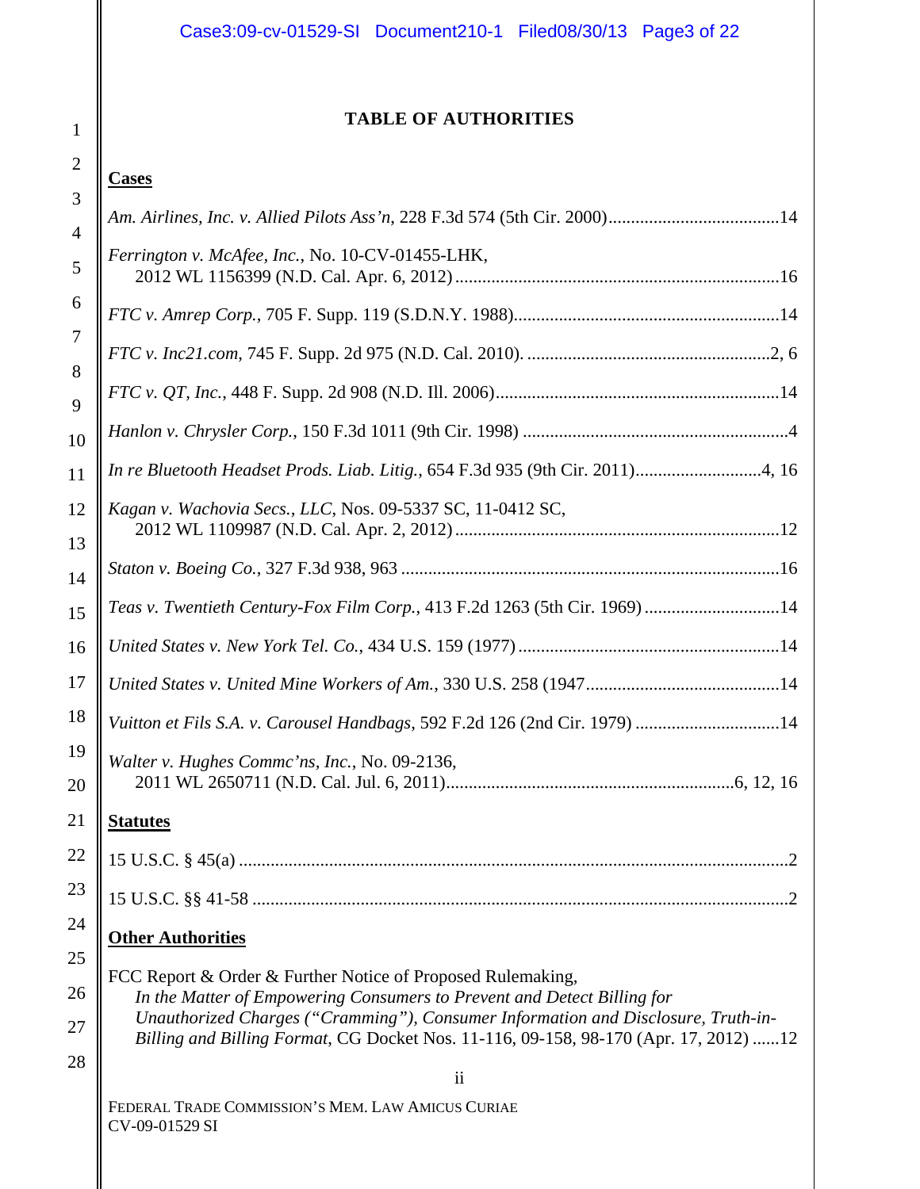# TABLE OF AUTHORITIES

## Cases

*Am. Airlines, Inc. v. Allied Pilots Ass'n*, 228 F.3d 574 (5th Cir. 2000)......................................14

*Ferrington v. McAfee, Inc.*, No. 10-CV-01455-LHK, 2012 WL 1156399 (N.D. Cal. Apr. 6, 2012).......................................................................16

*FTC v. Amrep Corp.*, 705 F. Supp. 119 (S.D.N.Y. 1988)...........................................................14

*FTC v. Inc21.com*, 745 F. Supp. 2d 975 (N.D. Cal. 2010). ......................................................2, 6

*FTC v. QT, Inc.*, 448 F. Supp. 2d 908 (N.D. Ill. 2006)...............................................................14

*Hanlon v. Chrysler Corp.*, 150 F.3d 1011 (9th Cir. 1998) ...........................................................4

*In re Bluetooth Headset Prods. Liab. Litig.*, 654 F.3d 935 (9th Cir. 2011)............................4, 16

*Kagan v. Wachovia Secs., LLC*, Nos. 09-5337 SC, 11-0412 SC, 2012 WL 1109987 (N.D. Cal. Apr. 2, 2012).......................................................................12

*Staton v. Boeing Co.*, 327 F.3d 938, 963 ...................................................................................16

*Teas v. Twentieth Century-Fox Film Corp.*, 413 F.2d 1263 (5th Cir. 1969) ..............................14

*United States v. New York Tel. Co.*, 434 U.S. 159 (1977) ..........................................................14

*United States v. United Mine Workers of Am.*, 330 U.S. 258 (1947...........................................14

*Vuitton et Fils S.A. v. Carousel Handbags*, 592 F.2d 126 (2nd Cir. 1979) ................................14

*Walter v. Hughes Commc'ns, Inc.*, No. 09-2136, 2011 WL 2650711 (N.D. Cal. Jul. 6, 2011)...............................................................6, 12, 16

## Statutes

15 U.S.C. § 45(a) .........................................................................................................................2

15 U.S.C. §§ 41-58 ......................................................................................................................2

## Other Authorities

FCC Report & Order & Further Notice of Proposed Rulemaking, *In the Matter of Empowering Consumers to Prevent and Detect Billing for Unauthorized Charges ("Cramming"), Consumer Information and Disclosure, Truth-in-Billing and Billing Format*, CG Docket Nos. 11-116, 09-158, 98-170 (Apr. 17, 2012) ......12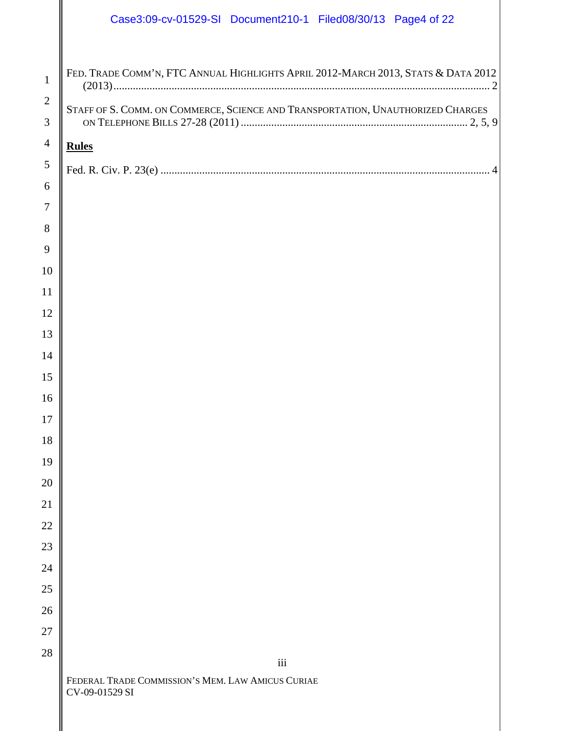FED. TRADE COMM'N, FTC ANNUAL HIGHLIGHTS APRIL 2012-MARCH 2013, STATS & DATA 2012 (2013) ........................................................................................................................................ 2

STAFF OF S. COMM. ON COMMERCE, SCIENCE AND TRANSPORTATION, UNAUTHORIZED CHARGES ON TELEPHONE BILLS 27-28 (2011) ................................................................................. 2, 5, 9

**Rules**

Fed. R. Civ. P. 23(e) ...................................................................................................................... 4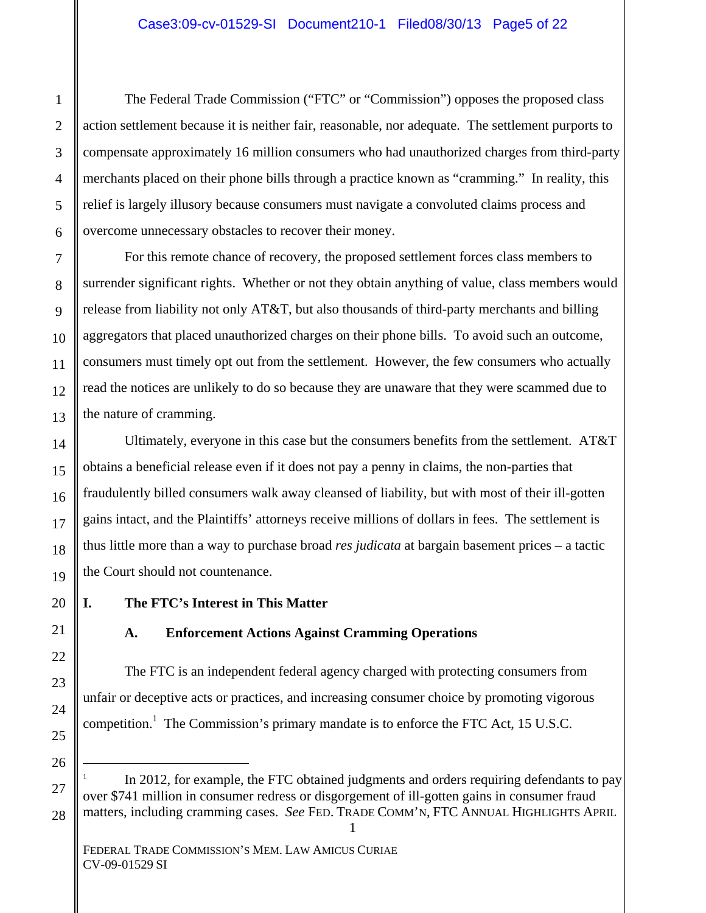The Federal Trade Commission ("FTC" or "Commission") opposes the proposed class action settlement because it is neither fair, reasonable, nor adequate. The settlement purports to compensate approximately 16 million consumers who had unauthorized charges from third-party merchants placed on their phone bills through a practice known as "cramming." In reality, this relief is largely illusory because consumers must navigate a convoluted claims process and overcome unnecessary obstacles to recover their money.

For this remote chance of recovery, the proposed settlement forces class members to surrender significant rights. Whether or not they obtain anything of value, class members would release from liability not only AT&T, but also thousands of third-party merchants and billing aggregators that placed unauthorized charges on their phone bills. To avoid such an outcome, consumers must timely opt out from the settlement. However, the few consumers who actually read the notices are unlikely to do so because they are unaware that they were scammed due to the nature of cramming.

Ultimately, everyone in this case but the consumers benefits from the settlement. AT&T obtains a beneficial release even if it does not pay a penny in claims, the non-parties that fraudulently billed consumers walk away cleansed of liability, but with most of their ill-gotten gains intact, and the Plaintiffs' attorneys receive millions of dollars in fees. The settlement is thus little more than a way to purchase broad *res judicata* at bargain basement prices – a tactic the Court should not countenance.

## I. The FTC's Interest in This Matter

### A. Enforcement Actions Against Cramming Operations

The FTC is an independent federal agency charged with protecting consumers from unfair or deceptive acts or practices, and increasing consumer choice by promoting vigorous competition.[1] The Commission's primary mandate is to enforce the FTC Act, 15 U.S.C.

---

[1] In 2012, for example, the FTC obtained judgments and orders requiring defendants to pay over $741 million in consumer redress or disgorgement of ill-gotten gains in consumer fraud matters, including cramming cases. *See* FED. TRADE COMM'N, FTC ANNUAL HIGHLIGHTS APRIL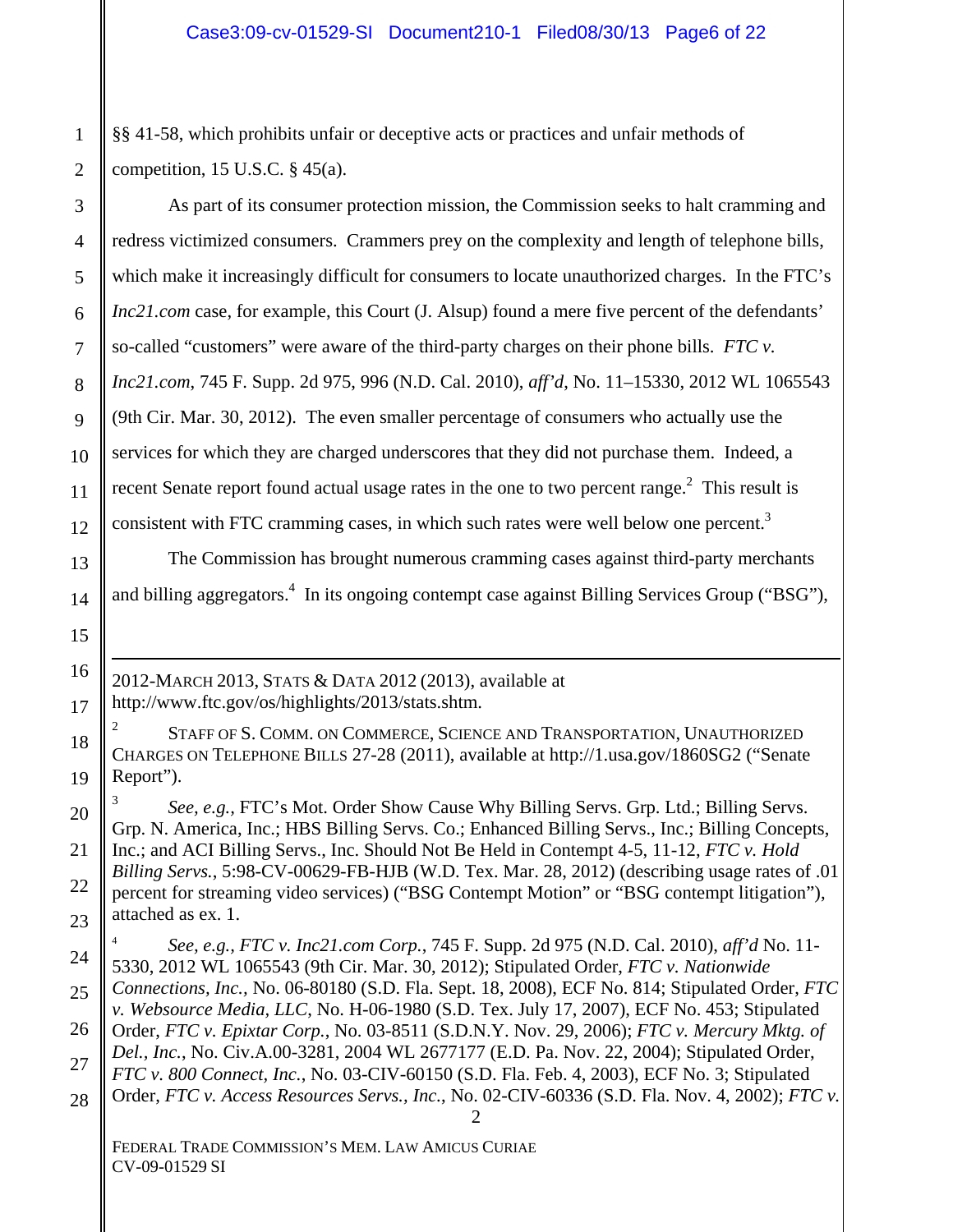§§ 41-58, which prohibits unfair or deceptive acts or practices and unfair methods of competition, 15 U.S.C. § 45(a).

As part of its consumer protection mission, the Commission seeks to halt cramming and redress victimized consumers. Crammers prey on the complexity and length of telephone bills, which make it increasingly difficult for consumers to locate unauthorized charges. In the FTC's *Inc21.com* case, for example, this Court (J. Alsup) found a mere five percent of the defendants' so-called "customers" were aware of the third-party charges on their phone bills. *FTC v. Inc21.com*, 745 F. Supp. 2d 975, 996 (N.D. Cal. 2010), *aff'd*, No. 11–15330, 2012 WL 1065543 (9th Cir. Mar. 30, 2012). The even smaller percentage of consumers who actually use the services for which they are charged underscores that they did not purchase them. Indeed, a recent Senate report found actual usage rates in the one to two percent range.[2] This result is consistent with FTC cramming cases, in which such rates were well below one percent.[3]

The Commission has brought numerous cramming cases against third-party merchants and billing aggregators.[4] In its ongoing contempt case against Billing Services Group ("BSG"),

---

2012-MARCH 2013, STATS & DATA 2012 (2013), available at http://www.ftc.gov/os/highlights/2013/stats.shtm.

[2] STAFF OF S. COMM. ON COMMERCE, SCIENCE AND TRANSPORTATION, UNAUTHORIZED CHARGES ON TELEPHONE BILLS 27-28 (2011), available at http://1.usa.gov/1860SG2 ("Senate Report").

[3] *See, e.g.*, FTC's Mot. Order Show Cause Why Billing Servs. Grp. Ltd.; Billing Servs. Grp. N. America, Inc.; HBS Billing Servs. Co.; Enhanced Billing Servs., Inc.; Billing Concepts, Inc.; and ACI Billing Servs., Inc. Should Not Be Held in Contempt 4-5, 11-12, *FTC v. Hold Billing Servs.*, 5:98-CV-00629-FB-HJB (W.D. Tex. Mar. 28, 2012) (describing usage rates of .01 percent for streaming video services) ("BSG Contempt Motion" or "BSG contempt litigation"), attached as ex. 1.

[4] *See, e.g.*, *FTC v. Inc21.com Corp.*, 745 F. Supp. 2d 975 (N.D. Cal. 2010), *aff'd* No. 11-5330, 2012 WL 1065543 (9th Cir. Mar. 30, 2012); Stipulated Order, *FTC v. Nationwide Connections, Inc.*, No. 06-80180 (S.D. Fla. Sept. 18, 2008), ECF No. 814; Stipulated Order, *FTC v. Websource Media, LLC*, No. H-06-1980 (S.D. Tex. July 17, 2007), ECF No. 453; Stipulated Order, *FTC v. Epixtar Corp.*, No. 03-8511 (S.D.N.Y. Nov. 29, 2006); *FTC v. Mercury Mktg. of Del., Inc.*, No. Civ.A.00-3281, 2004 WL 2677177 (E.D. Pa. Nov. 22, 2004); Stipulated Order, *FTC v. 800 Connect, Inc.*, No. 03-CIV-60150 (S.D. Fla. Feb. 4, 2003), ECF No. 3; Stipulated Order, *FTC v. Access Resources Servs., Inc.*, No. 02-CIV-60336 (S.D. Fla. Nov. 4, 2002); *FTC v.*

FEDERAL TRADE COMMISSION'S MEM. LAW AMICUS CURIAE
CV-09-01529 SI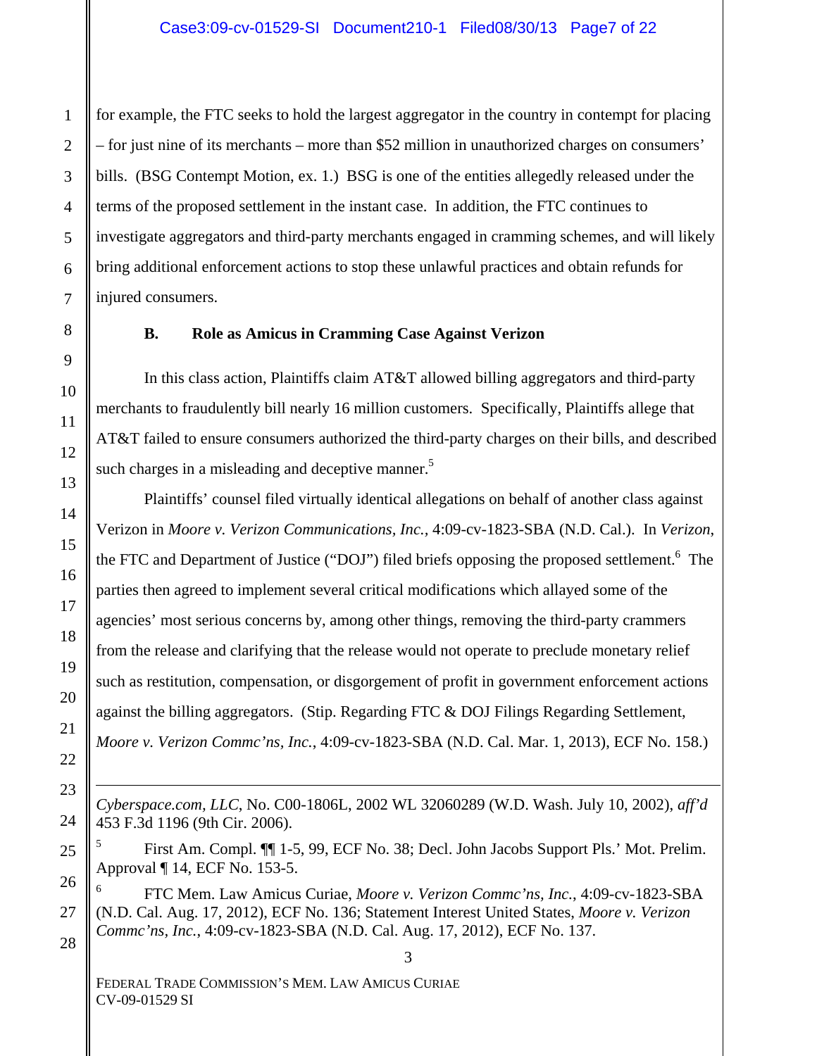for example, the FTC seeks to hold the largest aggregator in the country in contempt for placing – for just nine of its merchants – more than $52 million in unauthorized charges on consumers' bills. (BSG Contempt Motion, ex. 1.) BSG is one of the entities allegedly released under the terms of the proposed settlement in the instant case. In addition, the FTC continues to investigate aggregators and third-party merchants engaged in cramming schemes, and will likely bring additional enforcement actions to stop these unlawful practices and obtain refunds for injured consumers.

### B. Role as Amicus in Cramming Case Against Verizon

In this class action, Plaintiffs claim AT&T allowed billing aggregators and third-party merchants to fraudulently bill nearly 16 million customers. Specifically, Plaintiffs allege that AT&T failed to ensure consumers authorized the third-party charges on their bills, and described such charges in a misleading and deceptive manner.[5]

Plaintiffs' counsel filed virtually identical allegations on behalf of another class against Verizon in *Moore v. Verizon Communications, Inc.*, 4:09-cv-1823-SBA (N.D. Cal.). In *Verizon*, the FTC and Department of Justice ("DOJ") filed briefs opposing the proposed settlement.[6] The parties then agreed to implement several critical modifications which allayed some of the agencies' most serious concerns by, among other things, removing the third-party crammers from the release and clarifying that the release would not operate to preclude monetary relief such as restitution, compensation, or disgorgement of profit in government enforcement actions against the billing aggregators. (Stip. Regarding FTC & DOJ Filings Regarding Settlement, *Moore v. Verizon Commc'ns, Inc.*, 4:09-cv-1823-SBA (N.D. Cal. Mar. 1, 2013), ECF No. 158.)

---

*Cyberspace.com, LLC*, No. C00-1806L, 2002 WL 32060289 (W.D. Wash. July 10, 2002), *aff'd* 453 F.3d 1196 (9th Cir. 2006).

[5] First Am. Compl. ¶¶ 1-5, 99, ECF No. 38; Decl. John Jacobs Support Pls.' Mot. Prelim. Approval ¶ 14, ECF No. 153-5.

[6] FTC Mem. Law Amicus Curiae, *Moore v. Verizon Commc'ns, Inc.*, 4:09-cv-1823-SBA (N.D. Cal. Aug. 17, 2012), ECF No. 136; Statement Interest United States, *Moore v. Verizon Commc'ns, Inc.*, 4:09-cv-1823-SBA (N.D. Cal. Aug. 17, 2012), ECF No. 137.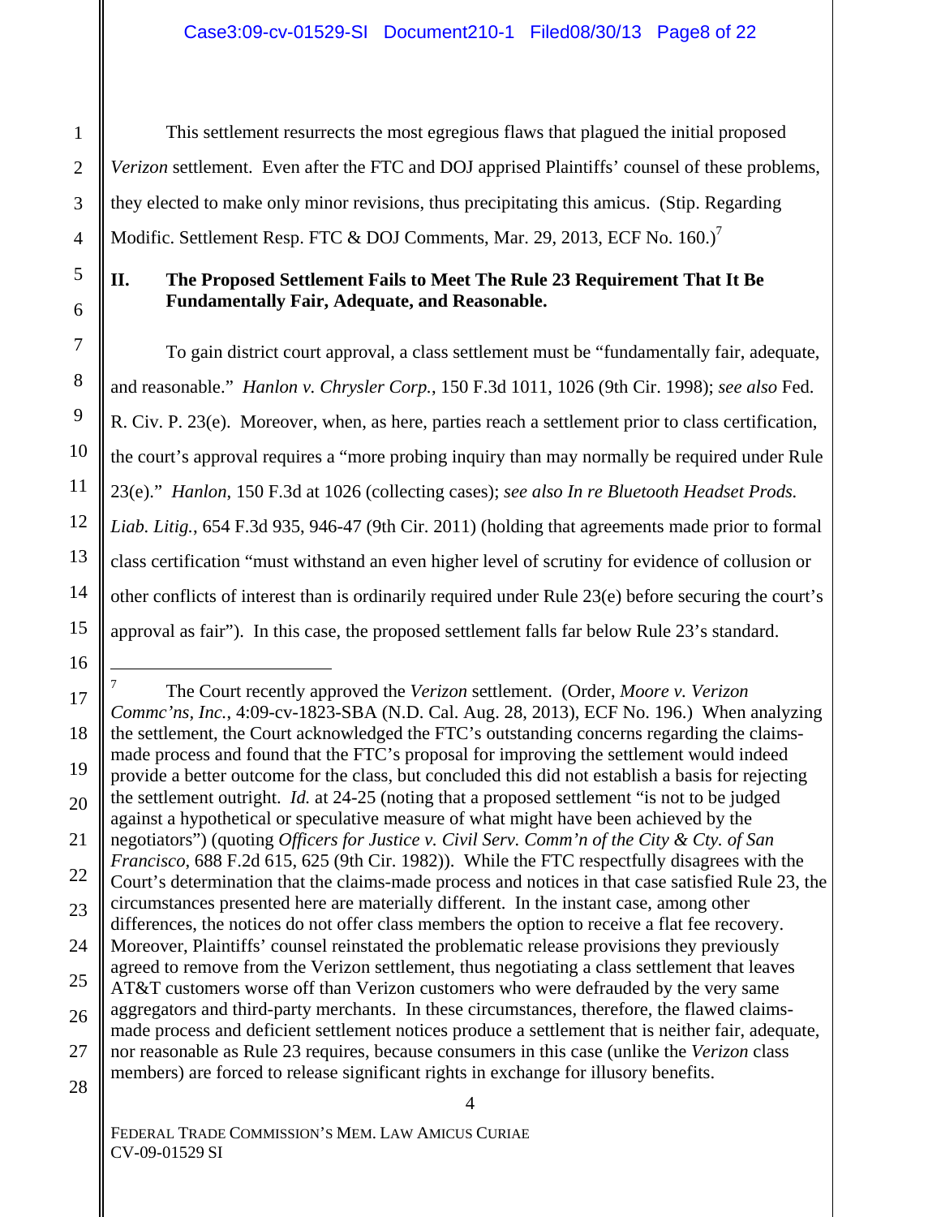This settlement resurrects the most egregious flaws that plagued the initial proposed *Verizon* settlement. Even after the FTC and DOJ apprised Plaintiffs' counsel of these problems, they elected to make only minor revisions, thus precipitating this amicus. (Stip. Regarding Modific. Settlement Resp. FTC & DOJ Comments, Mar. 29, 2013, ECF No. 160.)[7]

## II. The Proposed Settlement Fails to Meet The Rule 23 Requirement That It Be Fundamentally Fair, Adequate, and Reasonable.

To gain district court approval, a class settlement must be "fundamentally fair, adequate, and reasonable." *Hanlon v. Chrysler Corp.*, 150 F.3d 1011, 1026 (9th Cir. 1998); *see also* Fed. R. Civ. P. 23(e). Moreover, when, as here, parties reach a settlement prior to class certification, the court's approval requires a "more probing inquiry than may normally be required under Rule 23(e)." *Hanlon*, 150 F.3d at 1026 (collecting cases); *see also In re Bluetooth Headset Prods. Liab. Litig.*, 654 F.3d 935, 946-47 (9th Cir. 2011) (holding that agreements made prior to formal class certification "must withstand an even higher level of scrutiny for evidence of collusion or other conflicts of interest than is ordinarily required under Rule 23(e) before securing the court's approval as fair"). In this case, the proposed settlement falls far below Rule 23's standard.

---

[7] The Court recently approved the *Verizon* settlement. (Order, *Moore v. Verizon Commc'ns, Inc.*, 4:09-cv-1823-SBA (N.D. Cal. Aug. 28, 2013), ECF No. 196.) When analyzing the settlement, the Court acknowledged the FTC's outstanding concerns regarding the claims-made process and found that the FTC's proposal for improving the settlement would indeed provide a better outcome for the class, but concluded this did not establish a basis for rejecting the settlement outright. *Id.* at 24-25 (noting that a proposed settlement "is not to be judged against a hypothetical or speculative measure of what might have been achieved by the negotiators") (quoting *Officers for Justice v. Civil Serv. Comm'n of the City & Cty. of San Francisco*, 688 F.2d 615, 625 (9th Cir. 1982)). While the FTC respectfully disagrees with the Court's determination that the claims-made process and notices in that case satisfied Rule 23, the circumstances presented here are materially different. In the instant case, among other differences, the notices do not offer class members the option to receive a flat fee recovery. Moreover, Plaintiffs' counsel reinstated the problematic release provisions they previously agreed to remove from the Verizon settlement, thus negotiating a class settlement that leaves AT&T customers worse off than Verizon customers who were defrauded by the very same aggregators and third-party merchants. In these circumstances, therefore, the flawed claims-made process and deficient settlement notices produce a settlement that is neither fair, adequate, nor reasonable as Rule 23 requires, because consumers in this case (unlike the *Verizon* class members) are forced to release significant rights in exchange for illusory benefits.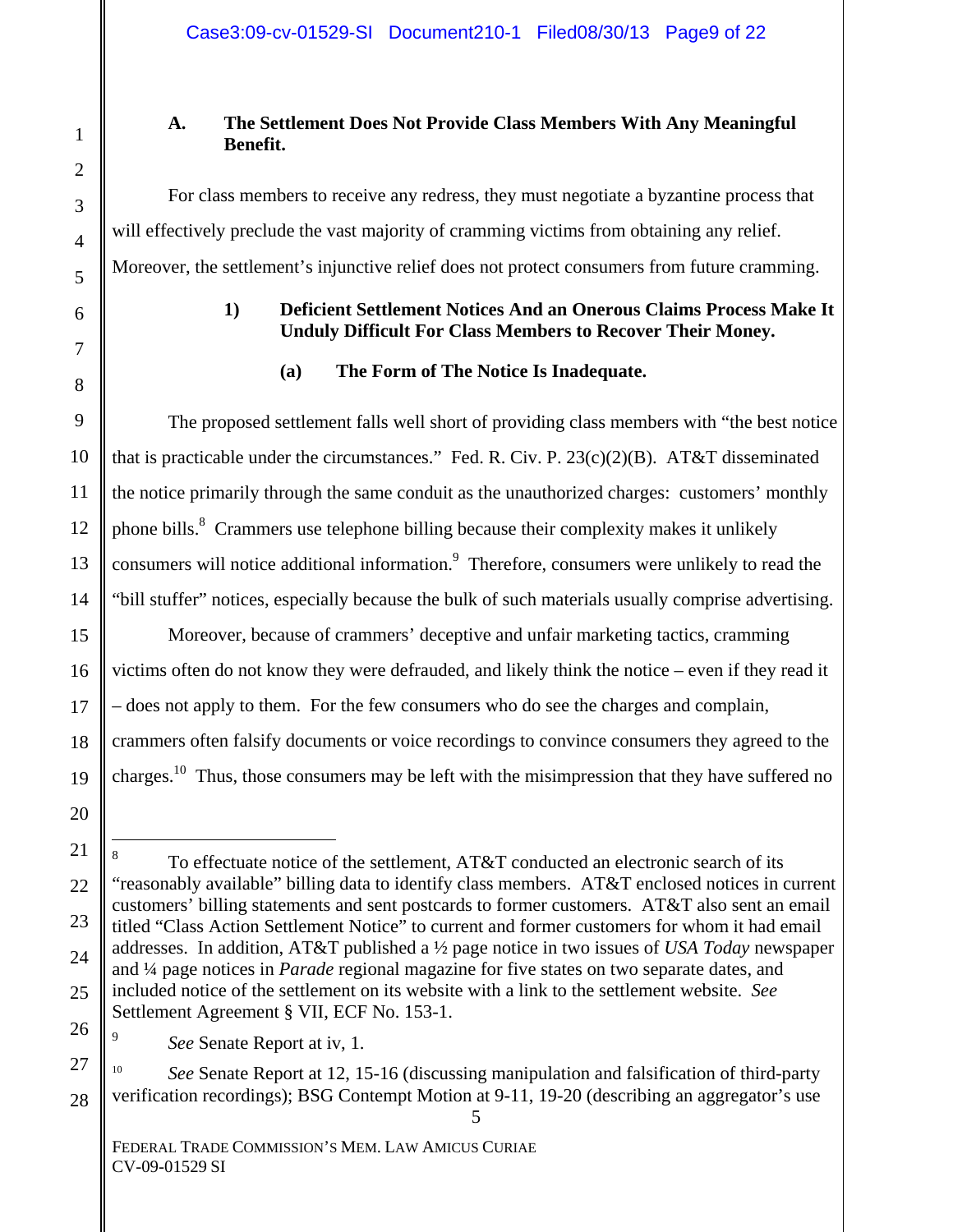### A. The Settlement Does Not Provide Class Members With Any Meaningful Benefit.

For class members to receive any redress, they must negotiate a byzantine process that will effectively preclude the vast majority of cramming victims from obtaining any relief. Moreover, the settlement's injunctive relief does not protect consumers from future cramming.

#### 1) Deficient Settlement Notices And an Onerous Claims Process Make It Unduly Difficult For Class Members to Recover Their Money.

##### (a) The Form of The Notice Is Inadequate.

The proposed settlement falls well short of providing class members with "the best notice that is practicable under the circumstances." Fed. R. Civ. P. 23(c)(2)(B). AT&T disseminated the notice primarily through the same conduit as the unauthorized charges: customers' monthly phone bills.[8] Crammers use telephone billing because their complexity makes it unlikely consumers will notice additional information.[9] Therefore, consumers were unlikely to read the "bill stuffer" notices, especially because the bulk of such materials usually comprise advertising.

Moreover, because of crammers' deceptive and unfair marketing tactics, cramming victims often do not know they were defrauded, and likely think the notice – even if they read it – does not apply to them. For the few consumers who do see the charges and complain, crammers often falsify documents or voice recordings to convince consumers they agreed to the charges.[10] Thus, those consumers may be left with the misimpression that they have suffered no

---

[8] To effectuate notice of the settlement, AT&T conducted an electronic search of its "reasonably available" billing data to identify class members. AT&T enclosed notices in current customers' billing statements and sent postcards to former customers. AT&T also sent an email titled "Class Action Settlement Notice" to current and former customers for whom it had email addresses. In addition, AT&T published a ½ page notice in two issues of *USA Today* newspaper and ¼ page notices in *Parade* regional magazine for five states on two separate dates, and included notice of the settlement on its website with a link to the settlement website. *See* Settlement Agreement § VII, ECF No. 153-1.

[9] *See* Senate Report at iv, 1.

[10] *See* Senate Report at 12, 15-16 (discussing manipulation and falsification of third-party verification recordings); BSG Contempt Motion at 9-11, 19-20 (describing an aggregator's use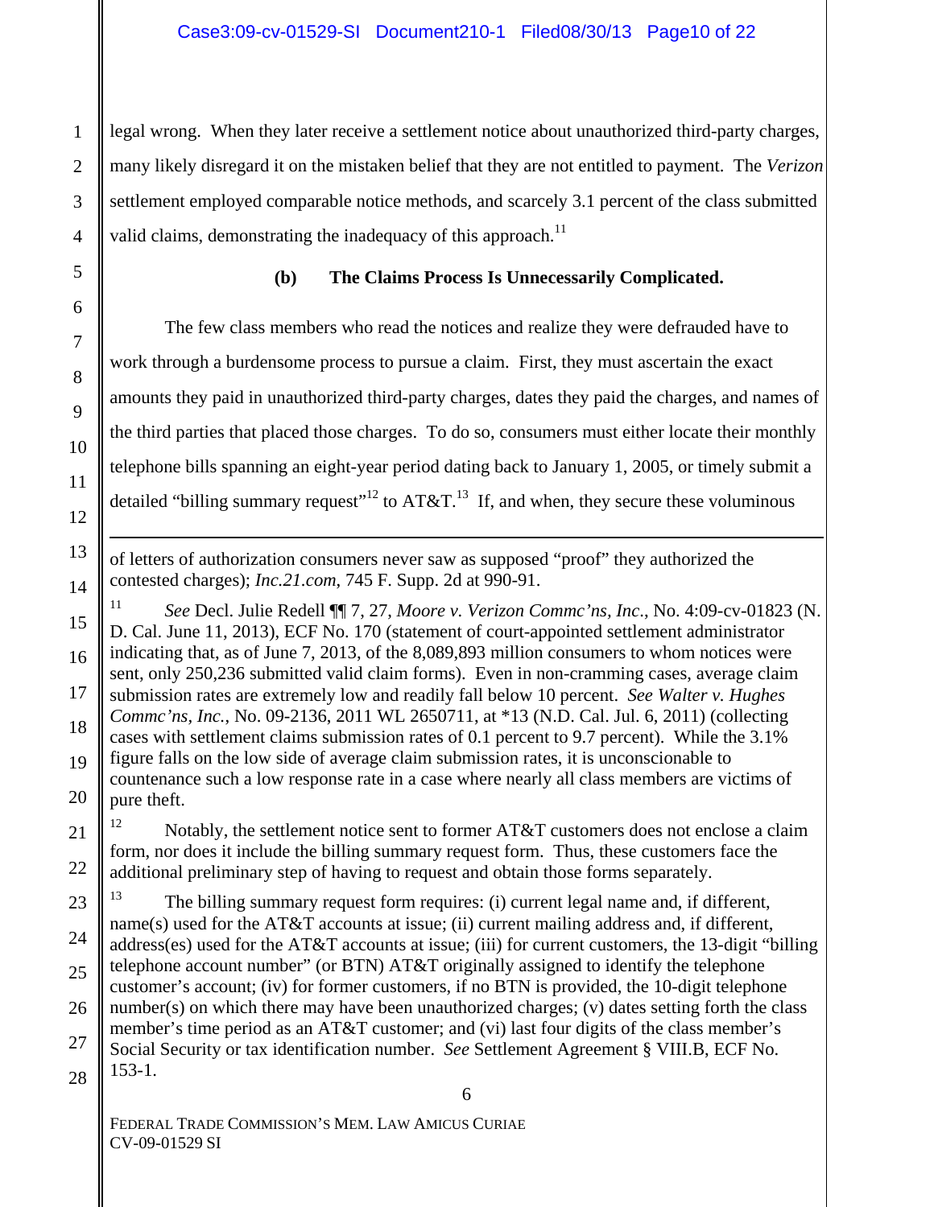legal wrong. When they later receive a settlement notice about unauthorized third-party charges, many likely disregard it on the mistaken belief that they are not entitled to payment. The *Verizon* settlement employed comparable notice methods, and scarcely 3.1 percent of the class submitted valid claims, demonstrating the inadequacy of this approach.[11]

**(b) The Claims Process Is Unnecessarily Complicated.**

The few class members who read the notices and realize they were defrauded have to work through a burdensome process to pursue a claim. First, they must ascertain the exact amounts they paid in unauthorized third-party charges, dates they paid the charges, and names of the third parties that placed those charges. To do so, consumers must either locate their monthly telephone bills spanning an eight-year period dating back to January 1, 2005, or timely submit a detailed "billing summary request"[12] to AT&T.[13] If, and when, they secure these voluminous

---

of letters of authorization consumers never saw as supposed "proof" they authorized the contested charges); *Inc.21.com*, 745 F. Supp. 2d at 990-91.

[11] *See* Decl. Julie Redell ¶¶ 7, 27, *Moore v. Verizon Commc'ns, Inc*., No. 4:09-cv-01823 (N. D. Cal. June 11, 2013), ECF No. 170 (statement of court-appointed settlement administrator indicating that, as of June 7, 2013, of the 8,089,893 million consumers to whom notices were sent, only 250,236 submitted valid claim forms). Even in non-cramming cases, average claim submission rates are extremely low and readily fall below 10 percent. *See Walter v. Hughes Commc'ns, Inc.*, No. 09-2136, 2011 WL 2650711, at *13 (N.D. Cal. Jul. 6, 2011) (collecting cases with settlement claims submission rates of 0.1 percent to 9.7 percent). While the 3.1% figure falls on the low side of average claim submission rates, it is unconscionable to countenance such a low response rate in a case where nearly all class members are victims of pure theft.

[12] Notably, the settlement notice sent to former AT&T customers does not enclose a claim form, nor does it include the billing summary request form. Thus, these customers face the additional preliminary step of having to request and obtain those forms separately.

[13] The billing summary request form requires: (i) current legal name and, if different, name(s) used for the AT&T accounts at issue; (ii) current mailing address and, if different, address(es) used for the AT&T accounts at issue; (iii) for current customers, the 13-digit "billing telephone account number" (or BTN) AT&T originally assigned to identify the telephone customer's account; (iv) for former customers, if no BTN is provided, the 10-digit telephone number(s) on which there may have been unauthorized charges; (v) dates setting forth the class member's time period as an AT&T customer; and (vi) last four digits of the class member's Social Security or tax identification number. *See* Settlement Agreement § VIII.B, ECF No. 153-1.

FEDERAL TRADE COMMISSION'S MEM. LAW AMICUS CURIAE
CV-09-01529 SI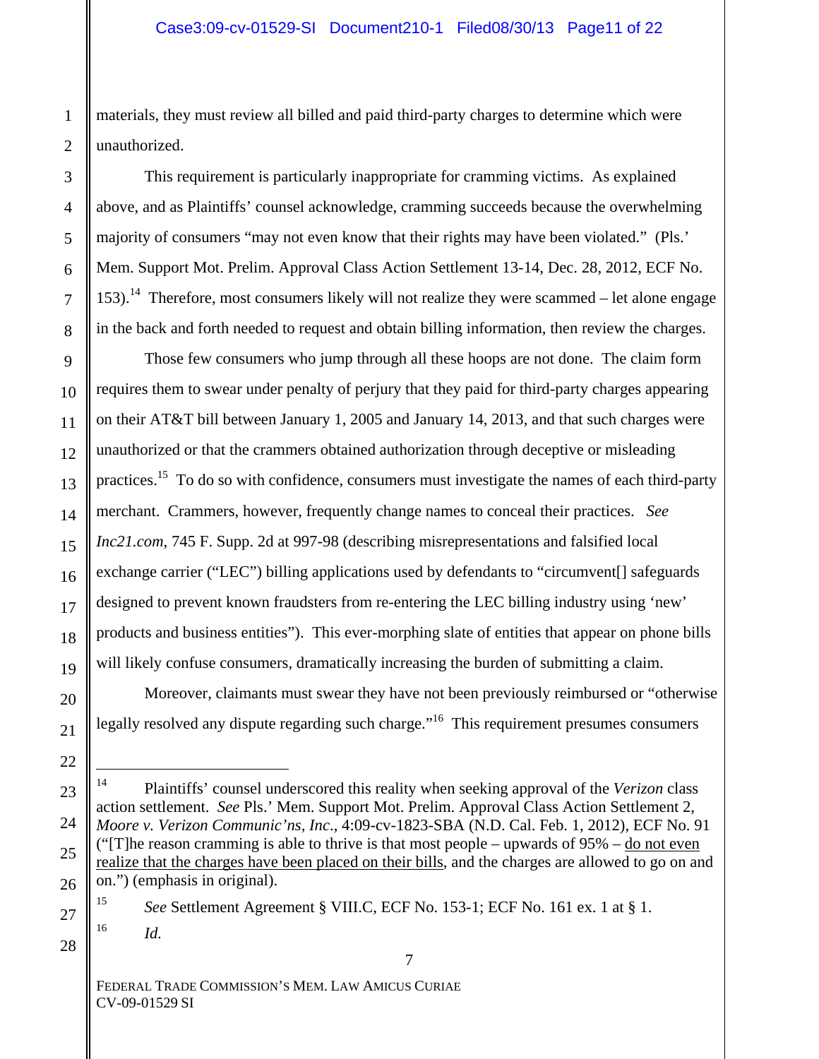materials, they must review all billed and paid third-party charges to determine which were unauthorized.

This requirement is particularly inappropriate for cramming victims. As explained above, and as Plaintiffs' counsel acknowledge, cramming succeeds because the overwhelming majority of consumers "may not even know that their rights may have been violated." (Pls.' Mem. Support Mot. Prelim. Approval Class Action Settlement 13-14, Dec. 28, 2012, ECF No. 153).[14] Therefore, most consumers likely will not realize they were scammed – let alone engage in the back and forth needed to request and obtain billing information, then review the charges.

Those few consumers who jump through all these hoops are not done. The claim form requires them to swear under penalty of perjury that they paid for third-party charges appearing on their AT&T bill between January 1, 2005 and January 14, 2013, and that such charges were unauthorized or that the crammers obtained authorization through deceptive or misleading practices.[15] To do so with confidence, consumers must investigate the names of each third-party merchant. Crammers, however, frequently change names to conceal their practices. *See Inc21.com*, 745 F. Supp. 2d at 997-98 (describing misrepresentations and falsified local exchange carrier ("LEC") billing applications used by defendants to "circumvent[] safeguards designed to prevent known fraudsters from re-entering the LEC billing industry using 'new' products and business entities"). This ever-morphing slate of entities that appear on phone bills will likely confuse consumers, dramatically increasing the burden of submitting a claim.

Moreover, claimants must swear they have not been previously reimbursed or "otherwise legally resolved any dispute regarding such charge."[16] This requirement presumes consumers

---

[14] Plaintiffs' counsel underscored this reality when seeking approval of the *Verizon* class action settlement. *See* Pls.' Mem. Support Mot. Prelim. Approval Class Action Settlement 2, *Moore v. Verizon Communic'ns, Inc*., 4:09-cv-1823-SBA (N.D. Cal. Feb. 1, 2012), ECF No. 91 ("[T]he reason cramming is able to thrive is that most people – upwards of 95% – <u>do not even realize that the charges have been placed on their bills</u>, and the charges are allowed to go on and on.") (emphasis in original).

[15] *See* Settlement Agreement § VIII.C, ECF No. 153-1; ECF No. 161 ex. 1 at § 1.

[16] *Id.*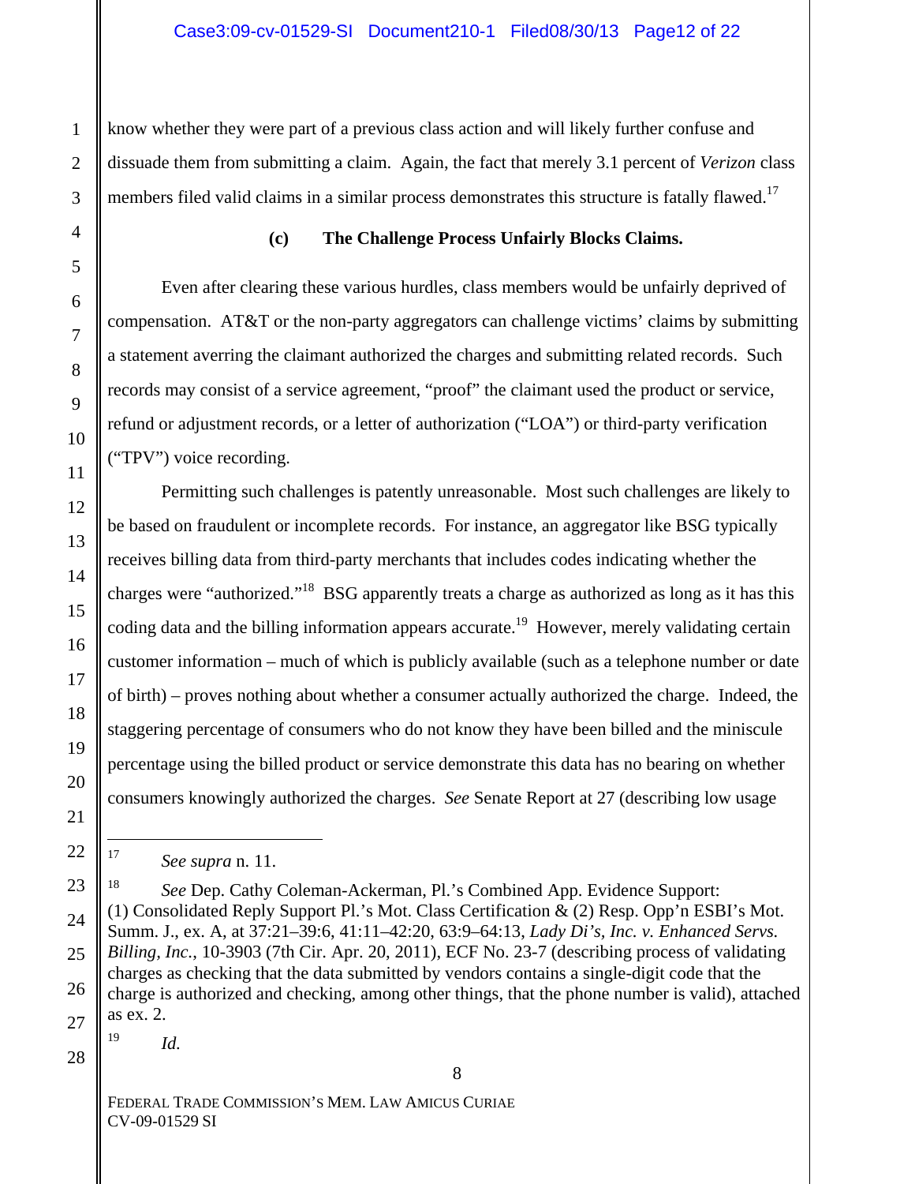know whether they were part of a previous class action and will likely further confuse and dissuade them from submitting a claim. Again, the fact that merely 3.1 percent of *Verizon* class members filed valid claims in a similar process demonstrates this structure is fatally flawed.[17]

**(c) The Challenge Process Unfairly Blocks Claims.**

Even after clearing these various hurdles, class members would be unfairly deprived of compensation. AT&T or the non-party aggregators can challenge victims' claims by submitting a statement averring the claimant authorized the charges and submitting related records. Such records may consist of a service agreement, "proof" the claimant used the product or service, refund or adjustment records, or a letter of authorization ("LOA") or third-party verification ("TPV") voice recording.

Permitting such challenges is patently unreasonable. Most such challenges are likely to be based on fraudulent or incomplete records. For instance, an aggregator like BSG typically receives billing data from third-party merchants that includes codes indicating whether the charges were "authorized."[18] BSG apparently treats a charge as authorized as long as it has this coding data and the billing information appears accurate.[19] However, merely validating certain customer information – much of which is publicly available (such as a telephone number or date of birth) – proves nothing about whether a consumer actually authorized the charge. Indeed, the staggering percentage of consumers who do not know they have been billed and the miniscule percentage using the billed product or service demonstrate this data has no bearing on whether consumers knowingly authorized the charges. *See* Senate Report at 27 (describing low usage

---

[17] *See supra* n. 11.

[18] *See* Dep. Cathy Coleman-Ackerman, Pl.'s Combined App. Evidence Support: (1) Consolidated Reply Support Pl.'s Mot. Class Certification & (2) Resp. Opp'n ESBI's Mot. Summ. J., ex. A, at 37:21–39:6, 41:11–42:20, 63:9–64:13, *Lady Di's, Inc. v. Enhanced Servs. Billing, Inc.*, 10-3903 (7th Cir. Apr. 20, 2011), ECF No. 23-7 (describing process of validating charges as checking that the data submitted by vendors contains a single-digit code that the charge is authorized and checking, among other things, that the phone number is valid), attached as ex. 2.

[19] *Id.*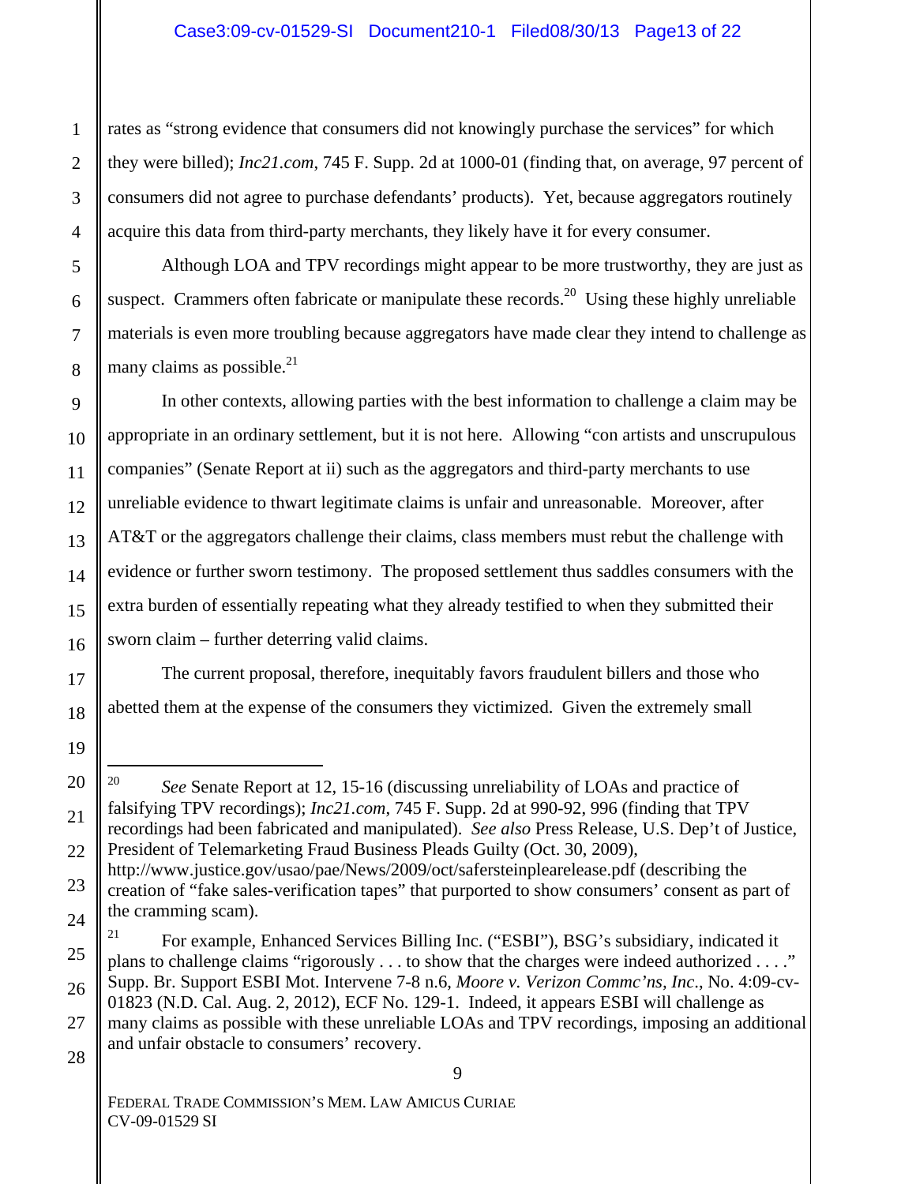rates as "strong evidence that consumers did not knowingly purchase the services" for which they were billed); *Inc21.com*, 745 F. Supp. 2d at 1000-01 (finding that, on average, 97 percent of consumers did not agree to purchase defendants' products). Yet, because aggregators routinely acquire this data from third-party merchants, they likely have it for every consumer.

Although LOA and TPV recordings might appear to be more trustworthy, they are just as suspect. Crammers often fabricate or manipulate these records.[20] Using these highly unreliable materials is even more troubling because aggregators have made clear they intend to challenge as many claims as possible.[21]

In other contexts, allowing parties with the best information to challenge a claim may be appropriate in an ordinary settlement, but it is not here. Allowing "con artists and unscrupulous companies" (Senate Report at ii) such as the aggregators and third-party merchants to use unreliable evidence to thwart legitimate claims is unfair and unreasonable. Moreover, after AT&T or the aggregators challenge their claims, class members must rebut the challenge with evidence or further sworn testimony. The proposed settlement thus saddles consumers with the extra burden of essentially repeating what they already testified to when they submitted their sworn claim – further deterring valid claims.

The current proposal, therefore, inequitably favors fraudulent billers and those who abetted them at the expense of the consumers they victimized. Given the extremely small

---

[20] *See* Senate Report at 12, 15-16 (discussing unreliability of LOAs and practice of falsifying TPV recordings); *Inc21.com*, 745 F. Supp. 2d at 990-92, 996 (finding that TPV recordings had been fabricated and manipulated). *See also* Press Release, U.S. Dep't of Justice, President of Telemarketing Fraud Business Pleads Guilty (Oct. 30, 2009), http://www.justice.gov/usao/pae/News/2009/oct/safersteinplearelease.pdf (describing the creation of "fake sales-verification tapes" that purported to show consumers' consent as part of the cramming scam).

[21] For example, Enhanced Services Billing Inc. ("ESBI"), BSG's subsidiary, indicated it plans to challenge claims "rigorously . . . to show that the charges were indeed authorized . . . ." Supp. Br. Support ESBI Mot. Intervene 7-8 n.6, *Moore v. Verizon Commc'ns, Inc*., No. 4:09-cv-01823 (N.D. Cal. Aug. 2, 2012), ECF No. 129-1. Indeed, it appears ESBI will challenge as many claims as possible with these unreliable LOAs and TPV recordings, imposing an additional and unfair obstacle to consumers' recovery.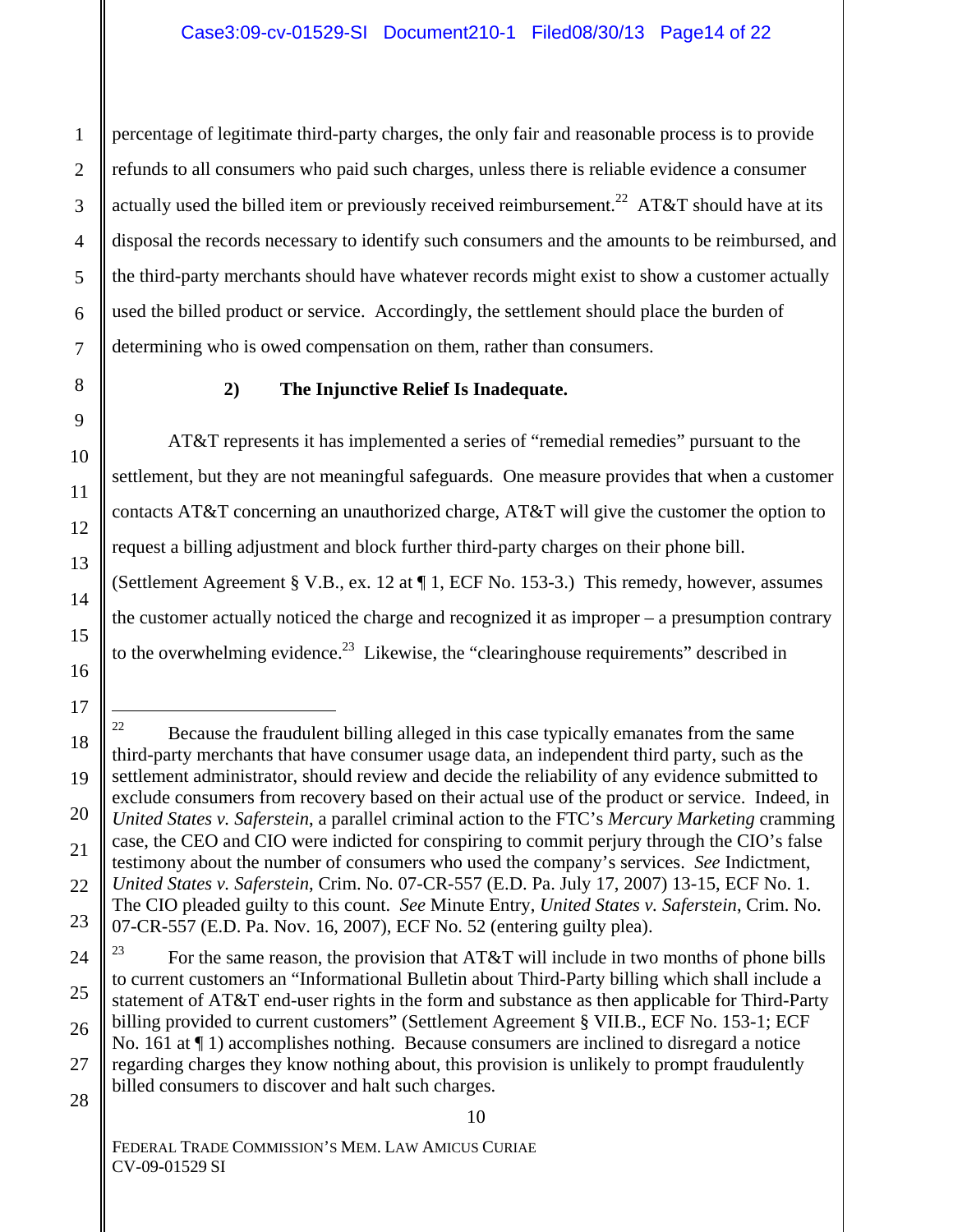percentage of legitimate third-party charges, the only fair and reasonable process is to provide refunds to all consumers who paid such charges, unless there is reliable evidence a consumer actually used the billed item or previously received reimbursement.[22] AT&T should have at its disposal the records necessary to identify such consumers and the amounts to be reimbursed, and the third-party merchants should have whatever records might exist to show a customer actually used the billed product or service. Accordingly, the settlement should place the burden of determining who is owed compensation on them, rather than consumers.

**2) The Injunctive Relief Is Inadequate.**

AT&T represents it has implemented a series of "remedial remedies" pursuant to the settlement, but they are not meaningful safeguards. One measure provides that when a customer contacts AT&T concerning an unauthorized charge, AT&T will give the customer the option to request a billing adjustment and block further third-party charges on their phone bill. (Settlement Agreement § V.B., ex. 12 at ¶ 1, ECF No. 153-3.) This remedy, however, assumes the customer actually noticed the charge and recognized it as improper – a presumption contrary to the overwhelming evidence.[23] Likewise, the "clearinghouse requirements" described in

---

[22] Because the fraudulent billing alleged in this case typically emanates from the same third-party merchants that have consumer usage data, an independent third party, such as the settlement administrator, should review and decide the reliability of any evidence submitted to exclude consumers from recovery based on their actual use of the product or service. Indeed, in *United States v. Saferstein*, a parallel criminal action to the FTC's *Mercury Marketing* cramming case, the CEO and CIO were indicted for conspiring to commit perjury through the CIO's false testimony about the number of consumers who used the company's services. *See* Indictment, *United States v. Saferstein*, Crim. No. 07-CR-557 (E.D. Pa. July 17, 2007) 13-15, ECF No. 1. The CIO pleaded guilty to this count. *See* Minute Entry, *United States v. Saferstein*, Crim. No. 07-CR-557 (E.D. Pa. Nov. 16, 2007), ECF No. 52 (entering guilty plea).

[23] For the same reason, the provision that AT&T will include in two months of phone bills to current customers an "Informational Bulletin about Third-Party billing which shall include a statement of AT&T end-user rights in the form and substance as then applicable for Third-Party billing provided to current customers" (Settlement Agreement § VII.B., ECF No. 153-1; ECF No. 161 at ¶ 1) accomplishes nothing. Because consumers are inclined to disregard a notice regarding charges they know nothing about, this provision is unlikely to prompt fraudulently billed consumers to discover and halt such charges.

FEDERAL TRADE COMMISSION'S MEM. LAW AMICUS CURIAE
CV-09-01529 SI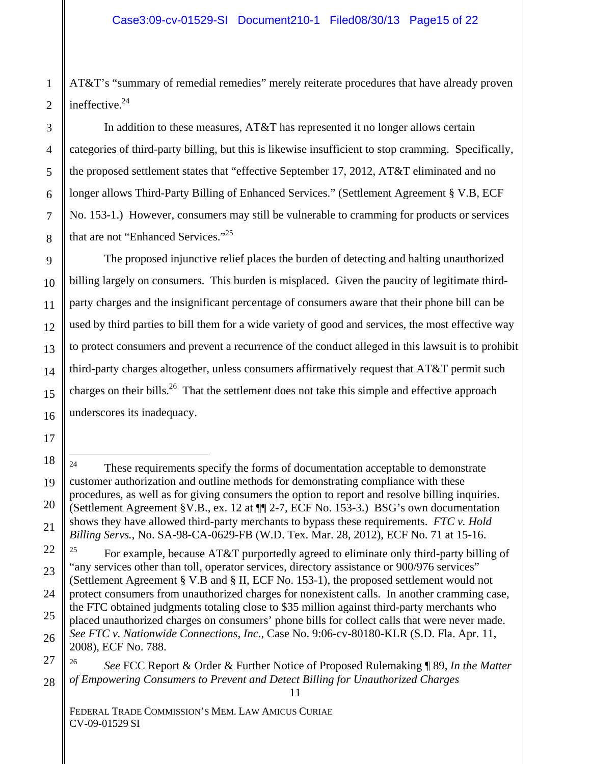AT&T's "summary of remedial remedies" merely reiterate procedures that have already proven ineffective.[24]

In addition to these measures, AT&T has represented it no longer allows certain categories of third-party billing, but this is likewise insufficient to stop cramming. Specifically, the proposed settlement states that "effective September 17, 2012, AT&T eliminated and no longer allows Third-Party Billing of Enhanced Services." (Settlement Agreement § V.B, ECF No. 153-1.) However, consumers may still be vulnerable to cramming for products or services that are not "Enhanced Services."[25]

The proposed injunctive relief places the burden of detecting and halting unauthorized billing largely on consumers. This burden is misplaced. Given the paucity of legitimate third-party charges and the insignificant percentage of consumers aware that their phone bill can be used by third parties to bill them for a wide variety of good and services, the most effective way to protect consumers and prevent a recurrence of the conduct alleged in this lawsuit is to prohibit third-party charges altogether, unless consumers affirmatively request that AT&T permit such charges on their bills.[26] That the settlement does not take this simple and effective approach underscores its inadequacy.

---

[24] These requirements specify the forms of documentation acceptable to demonstrate customer authorization and outline methods for demonstrating compliance with these procedures, as well as for giving consumers the option to report and resolve billing inquiries. (Settlement Agreement §V.B., ex. 12 at ¶¶ 2-7, ECF No. 153-3.) BSG's own documentation shows they have allowed third-party merchants to bypass these requirements. *FTC v. Hold Billing Servs.*, No. SA-98-CA-0629-FB (W.D. Tex. Mar. 28, 2012), ECF No. 71 at 15-16.

[25] For example, because AT&T purportedly agreed to eliminate only third-party billing of "any services other than toll, operator services, directory assistance or 900/976 services" (Settlement Agreement § V.B and § II, ECF No. 153-1), the proposed settlement would not protect consumers from unauthorized charges for nonexistent calls. In another cramming case, the FTC obtained judgments totaling close to $35 million against third-party merchants who placed unauthorized charges on consumers' phone bills for collect calls that were never made. *See FTC v. Nationwide Connections, Inc.*, Case No. 9:06-cv-80180-KLR (S.D. Fla. Apr. 11, 2008), ECF No. 788.

[26] *See* FCC Report & Order & Further Notice of Proposed Rulemaking ¶ 89, *In the Matter of Empowering Consumers to Prevent and Detect Billing for Unauthorized Charges*

FEDERAL TRADE COMMISSION'S MEM. LAW AMICUS CURIAE
CV-09-01529 SI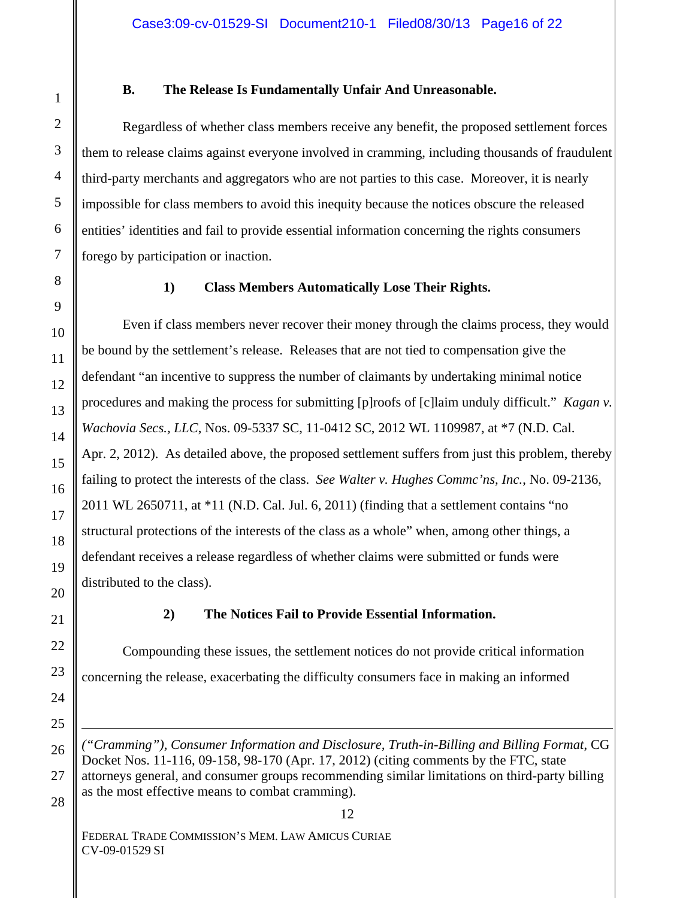### B. The Release Is Fundamentally Unfair And Unreasonable.

Regardless of whether class members receive any benefit, the proposed settlement forces them to release claims against everyone involved in cramming, including thousands of fraudulent third-party merchants and aggregators who are not parties to this case. Moreover, it is nearly impossible for class members to avoid this inequity because the notices obscure the released entities' identities and fail to provide essential information concerning the rights consumers forego by participation or inaction.

#### 1) Class Members Automatically Lose Their Rights.

Even if class members never recover their money through the claims process, they would be bound by the settlement's release. Releases that are not tied to compensation give the defendant "an incentive to suppress the number of claimants by undertaking minimal notice procedures and making the process for submitting [p]roofs of [c]laim unduly difficult." *Kagan v. Wachovia Secs., LLC*, Nos. 09-5337 SC, 11-0412 SC, 2012 WL 1109987, at *7 (N.D. Cal. Apr. 2, 2012). As detailed above, the proposed settlement suffers from just this problem, thereby failing to protect the interests of the class. *See Walter v. Hughes Commc'ns, Inc.*, No. 09-2136, 2011 WL 2650711, at *11 (N.D. Cal. Jul. 6, 2011) (finding that a settlement contains "no structural protections of the interests of the class as a whole" when, among other things, a defendant receives a release regardless of whether claims were submitted or funds were distributed to the class).

#### 2) The Notices Fail to Provide Essential Information.

Compounding these issues, the settlement notices do not provide critical information concerning the release, exacerbating the difficulty consumers face in making an informed

---

*("Cramming"), Consumer Information and Disclosure, Truth-in-Billing and Billing Format*, CG Docket Nos. 11-116, 09-158, 98-170 (Apr. 17, 2012) (citing comments by the FTC, state attorneys general, and consumer groups recommending similar limitations on third-party billing as the most effective means to combat cramming).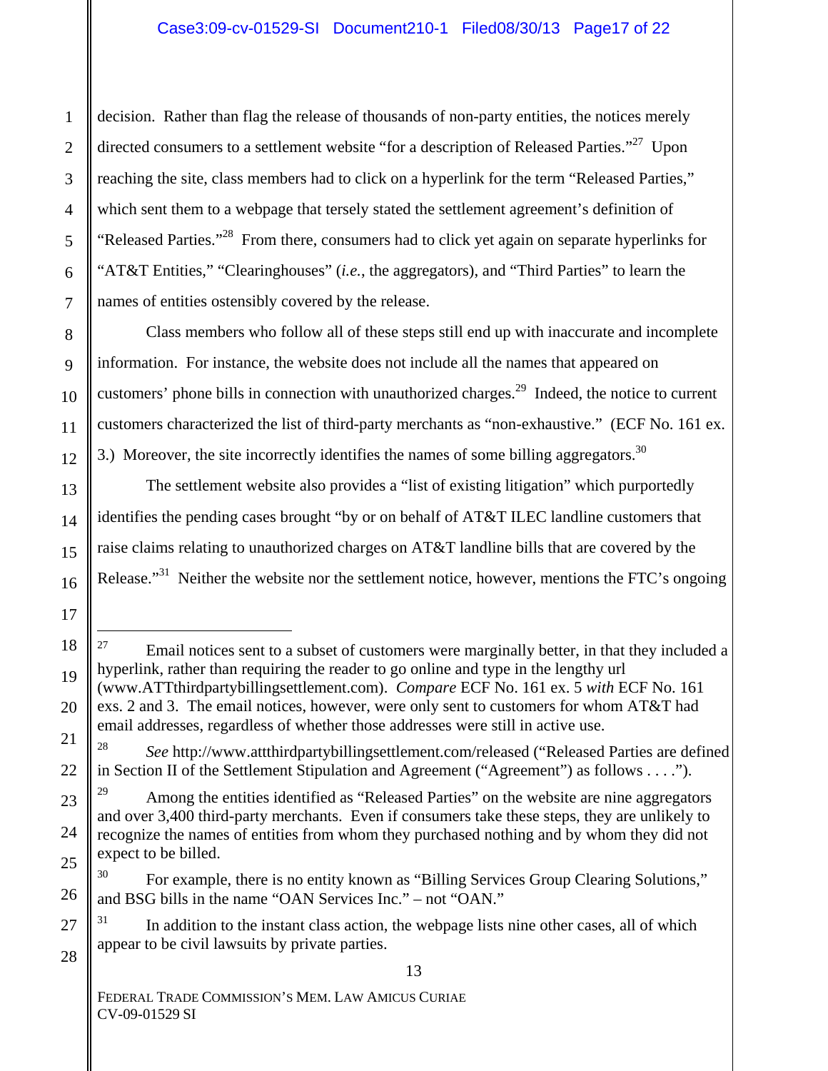decision. Rather than flag the release of thousands of non-party entities, the notices merely directed consumers to a settlement website "for a description of Released Parties."[27] Upon reaching the site, class members had to click on a hyperlink for the term "Released Parties," which sent them to a webpage that tersely stated the settlement agreement's definition of "Released Parties."[28] From there, consumers had to click yet again on separate hyperlinks for "AT&T Entities," "Clearinghouses" (*i.e.*, the aggregators), and "Third Parties" to learn the names of entities ostensibly covered by the release.

Class members who follow all of these steps still end up with inaccurate and incomplete information. For instance, the website does not include all the names that appeared on customers' phone bills in connection with unauthorized charges.[29] Indeed, the notice to current customers characterized the list of third-party merchants as "non-exhaustive." (ECF No. 161 ex. 3.) Moreover, the site incorrectly identifies the names of some billing aggregators.[30]

The settlement website also provides a "list of existing litigation" which purportedly identifies the pending cases brought "by or on behalf of AT&T ILEC landline customers that raise claims relating to unauthorized charges on AT&T landline bills that are covered by the Release."[31] Neither the website nor the settlement notice, however, mentions the FTC's ongoing

---

[27] Email notices sent to a subset of customers were marginally better, in that they included a hyperlink, rather than requiring the reader to go online and type in the lengthy url (www.ATTthirdpartybillingsettlement.com). *Compare* ECF No. 161 ex. 5 *with* ECF No. 161 exs. 2 and 3. The email notices, however, were only sent to customers for whom AT&T had email addresses, regardless of whether those addresses were still in active use.

[28] *See* http://www.attthirdpartybillingsettlement.com/released ("Released Parties are defined in Section II of the Settlement Stipulation and Agreement ("Agreement") as follows . . . .").

[29] Among the entities identified as "Released Parties" on the website are nine aggregators and over 3,400 third-party merchants. Even if consumers take these steps, they are unlikely to recognize the names of entities from whom they purchased nothing and by whom they did not expect to be billed.

[30] For example, there is no entity known as "Billing Services Group Clearing Solutions," and BSG bills in the name "OAN Services Inc." – not "OAN."

[31] In addition to the instant class action, the webpage lists nine other cases, all of which appear to be civil lawsuits by private parties.

FEDERAL TRADE COMMISSION'S MEM. LAW AMICUS CURIAE
CV-09-01529 SI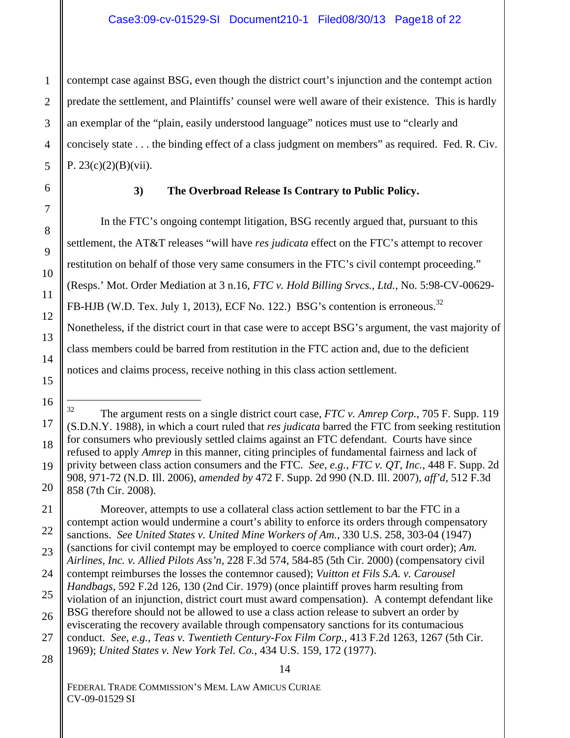contempt case against BSG, even though the district court's injunction and the contempt action predate the settlement, and Plaintiffs' counsel were well aware of their existence. This is hardly an exemplar of the "plain, easily understood language" notices must use to "clearly and concisely state . . . the binding effect of a class judgment on members" as required. Fed. R. Civ. P. 23(c)(2)(B)(vii).

**3) The Overbroad Release Is Contrary to Public Policy.**

In the FTC's ongoing contempt litigation, BSG recently argued that, pursuant to this settlement, the AT&T releases "will have *res judicata* effect on the FTC's attempt to recover restitution on behalf of those very same consumers in the FTC's civil contempt proceeding." (Resps.' Mot. Order Mediation at 3 n.16, *FTC v. Hold Billing Srvcs., Ltd.*, No. 5:98-CV-00629-FB-HJB (W.D. Tex. July 1, 2013), ECF No. 122.) BSG's contention is erroneous.[32] Nonetheless, if the district court in that case were to accept BSG's argument, the vast majority of class members could be barred from restitution in the FTC action and, due to the deficient notices and claims process, receive nothing in this class action settlement.

---

[32] The argument rests on a single district court case, *FTC v. Amrep Corp.*, 705 F. Supp. 119 (S.D.N.Y. 1988), in which a court ruled that *res judicata* barred the FTC from seeking restitution for consumers who previously settled claims against an FTC defendant. Courts have since refused to apply *Amrep* in this manner, citing principles of fundamental fairness and lack of privity between class action consumers and the FTC. *See, e.g., FTC v. QT, Inc.*, 448 F. Supp. 2d 908, 971-72 (N.D. Ill. 2006), *amended by* 472 F. Supp. 2d 990 (N.D. Ill. 2007), *aff'd*, 512 F.3d 858 (7th Cir. 2008).

Moreover, attempts to use a collateral class action settlement to bar the FTC in a contempt action would undermine a court's ability to enforce its orders through compensatory sanctions. *See United States v. United Mine Workers of Am.*, 330 U.S. 258, 303-04 (1947) (sanctions for civil contempt may be employed to coerce compliance with court order); *Am. Airlines, Inc. v. Allied Pilots Ass'n*, 228 F.3d 574, 584-85 (5th Cir. 2000) (compensatory civil contempt reimburses the losses the contemnor caused); *Vuitton et Fils S.A. v. Carousel Handbags*, 592 F.2d 126, 130 (2nd Cir. 1979) (once plaintiff proves harm resulting from violation of an injunction, district court must award compensation). A contempt defendant like BSG therefore should not be allowed to use a class action release to subvert an order by eviscerating the recovery available through compensatory sanctions for its contumacious conduct. *See, e.g., Teas v. Twentieth Century-Fox Film Corp.*, 413 F.2d 1263, 1267 (5th Cir. 1969); *United States v. New York Tel. Co.*, 434 U.S. 159, 172 (1977).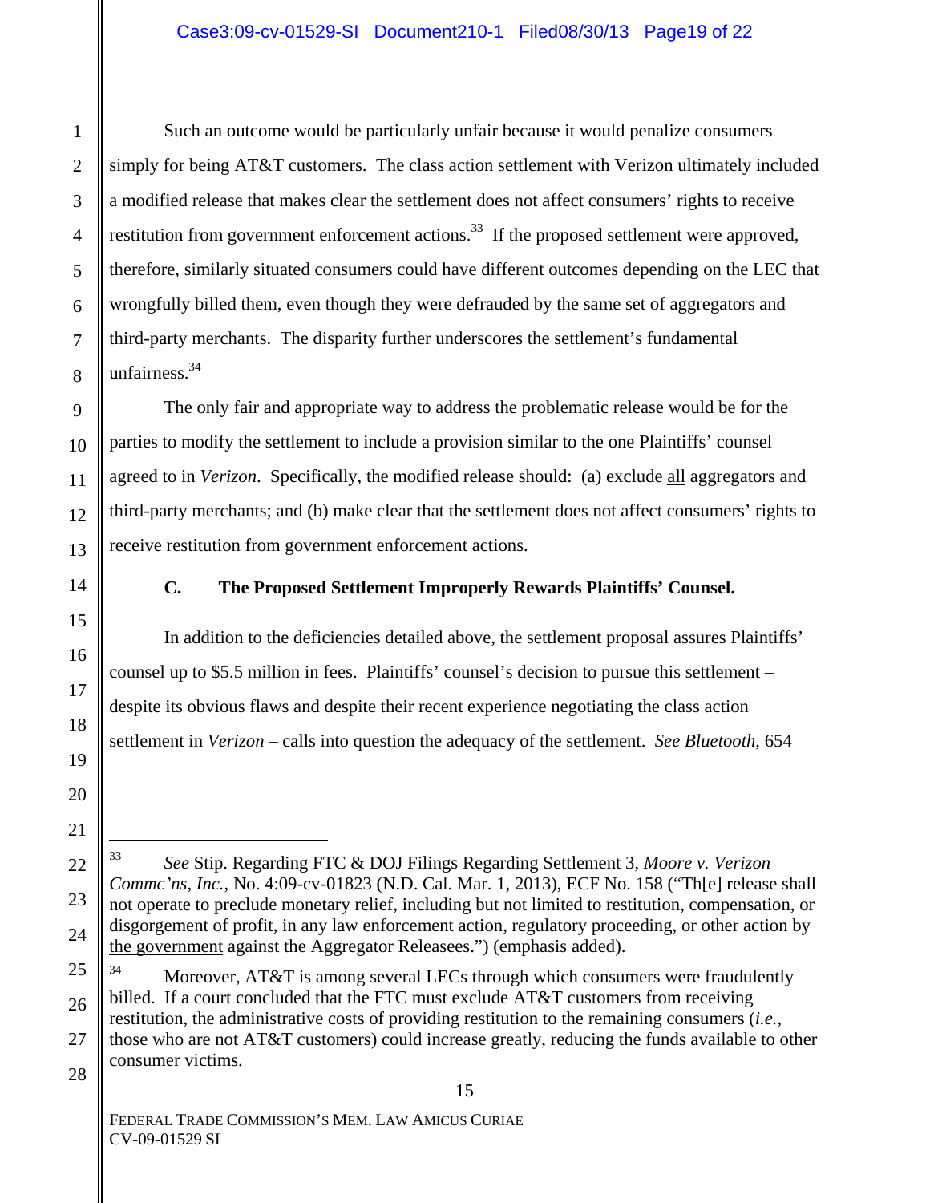Such an outcome would be particularly unfair because it would penalize consumers simply for being AT&T customers. The class action settlement with Verizon ultimately included a modified release that makes clear the settlement does not affect consumers' rights to receive restitution from government enforcement actions.[33] If the proposed settlement were approved, therefore, similarly situated consumers could have different outcomes depending on the LEC that wrongfully billed them, even though they were defrauded by the same set of aggregators and third-party merchants. The disparity further underscores the settlement's fundamental unfairness.[34]

The only fair and appropriate way to address the problematic release would be for the parties to modify the settlement to include a provision similar to the one Plaintiffs' counsel agreed to in *Verizon*. Specifically, the modified release should: (a) exclude <u>all</u> aggregators and third-party merchants; and (b) make clear that the settlement does not affect consumers' rights to receive restitution from government enforcement actions.

### C. The Proposed Settlement Improperly Rewards Plaintiffs' Counsel.

In addition to the deficiencies detailed above, the settlement proposal assures Plaintiffs' counsel up to $5.5 million in fees. Plaintiffs' counsel's decision to pursue this settlement – despite its obvious flaws and despite their recent experience negotiating the class action settlement in *Verizon* – calls into question the adequacy of the settlement. *See Bluetooth*, 654

---

[33] *See* Stip. Regarding FTC & DOJ Filings Regarding Settlement 3, *Moore v. Verizon Commc'ns, Inc.*, No. 4:09-cv-01823 (N.D. Cal. Mar. 1, 2013), ECF No. 158 ("Th[e] release shall not operate to preclude monetary relief, including but not limited to restitution, compensation, or disgorgement of profit, <u>in any law enforcement action, regulatory proceeding, or other action by the government</u> against the Aggregator Releasees.") (emphasis added).

[34] Moreover, AT&T is among several LECs through which consumers were fraudulently billed. If a court concluded that the FTC must exclude AT&T customers from receiving restitution, the administrative costs of providing restitution to the remaining consumers (*i.e.*, those who are not AT&T customers) could increase greatly, reducing the funds available to other consumer victims.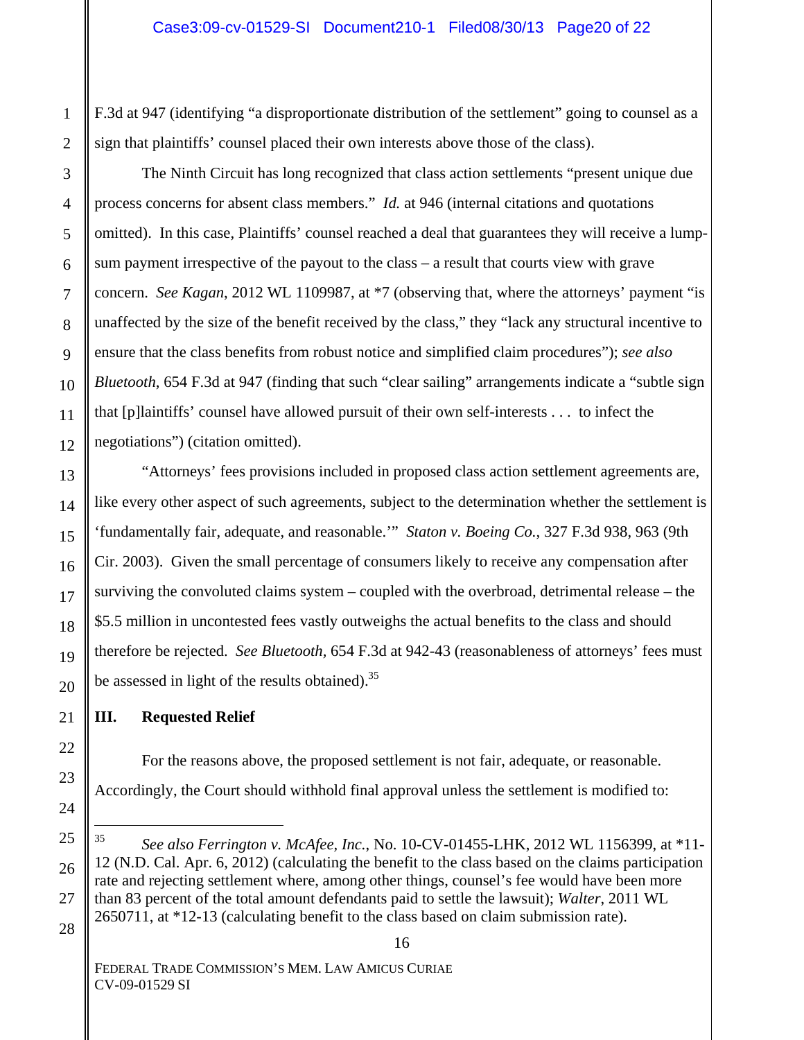F.3d at 947 (identifying "a disproportionate distribution of the settlement" going to counsel as a sign that plaintiffs' counsel placed their own interests above those of the class).

The Ninth Circuit has long recognized that class action settlements "present unique due process concerns for absent class members." *Id.* at 946 (internal citations and quotations omitted). In this case, Plaintiffs' counsel reached a deal that guarantees they will receive a lump-sum payment irrespective of the payout to the class – a result that courts view with grave concern. *See Kagan*, 2012 WL 1109987, at *7 (observing that, where the attorneys' payment "is unaffected by the size of the benefit received by the class," they "lack any structural incentive to ensure that the class benefits from robust notice and simplified claim procedures"); *see also Bluetooth*, 654 F.3d at 947 (finding that such "clear sailing" arrangements indicate a "subtle sign that [p]laintiffs' counsel have allowed pursuit of their own self-interests . . . to infect the negotiations") (citation omitted).

"Attorneys' fees provisions included in proposed class action settlement agreements are, like every other aspect of such agreements, subject to the determination whether the settlement is 'fundamentally fair, adequate, and reasonable.'" *Staton v. Boeing Co.*, 327 F.3d 938, 963 (9th Cir. 2003). Given the small percentage of consumers likely to receive any compensation after surviving the convoluted claims system – coupled with the overbroad, detrimental release – the $5.5 million in uncontested fees vastly outweighs the actual benefits to the class and should therefore be rejected. *See Bluetooth*, 654 F.3d at 942-43 (reasonableness of attorneys' fees must be assessed in light of the results obtained).[35]

## III. Requested Relief

For the reasons above, the proposed settlement is not fair, adequate, or reasonable. Accordingly, the Court should withhold final approval unless the settlement is modified to:

---

[35] *See also Ferrington v. McAfee, Inc.*, No. 10-CV-01455-LHK, 2012 WL 1156399, at *11-12 (N.D. Cal. Apr. 6, 2012) (calculating the benefit to the class based on the claims participation rate and rejecting settlement where, among other things, counsel's fee would have been more than 83 percent of the total amount defendants paid to settle the lawsuit); *Walter*, 2011 WL 2650711, at *12-13 (calculating benefit to the class based on claim submission rate).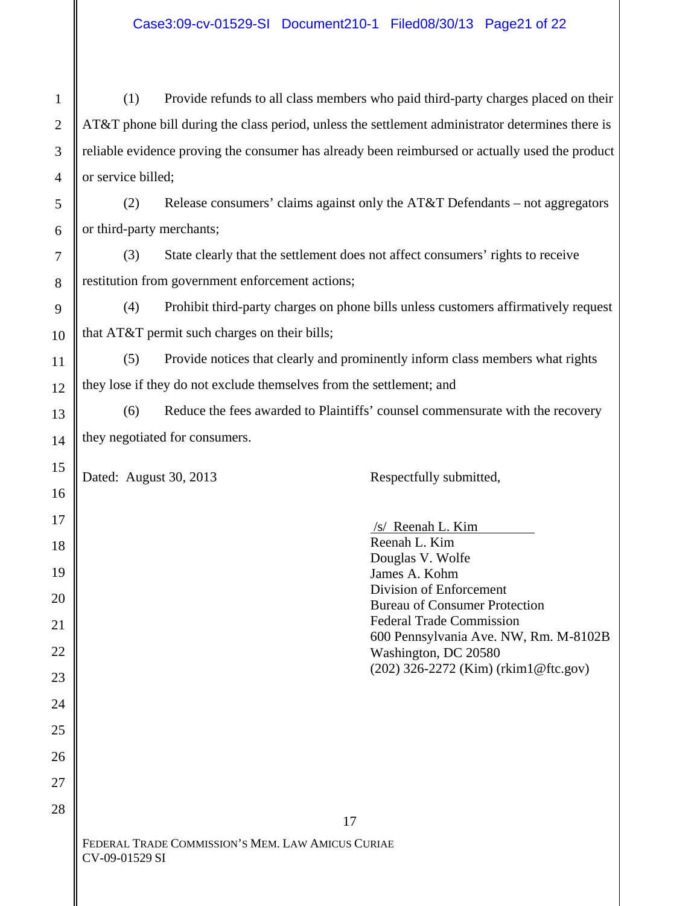(1) Provide refunds to all class members who paid third-party charges placed on their AT&T phone bill during the class period, unless the settlement administrator determines there is reliable evidence proving the consumer has already been reimbursed or actually used the product or service billed;

(2) Release consumers' claims against only the AT&T Defendants – not aggregators or third-party merchants;

(3) State clearly that the settlement does not affect consumers' rights to receive restitution from government enforcement actions;

(4) Prohibit third-party charges on phone bills unless customers affirmatively request that AT&T permit such charges on their bills;

(5) Provide notices that clearly and prominently inform class members what rights they lose if they do not exclude themselves from the settlement; and

(6) Reduce the fees awarded to Plaintiffs' counsel commensurate with the recovery they negotiated for consumers.

Dated: August 30, 2013

Respectfully submitted,

/s/ Reenah L. Kim
Reenah L. Kim
Douglas V. Wolfe
James A. Kohm
Division of Enforcement
Bureau of Consumer Protection
Federal Trade Commission
600 Pennsylvania Ave. NW, Rm. M-8102B
Washington, DC 20580
(202) 326-2272 (Kim) (rkim1@ftc.gov)

FEDERAL TRADE COMMISSION'S MEM. LAW AMICUS CURIAE
CV-09-01529 SI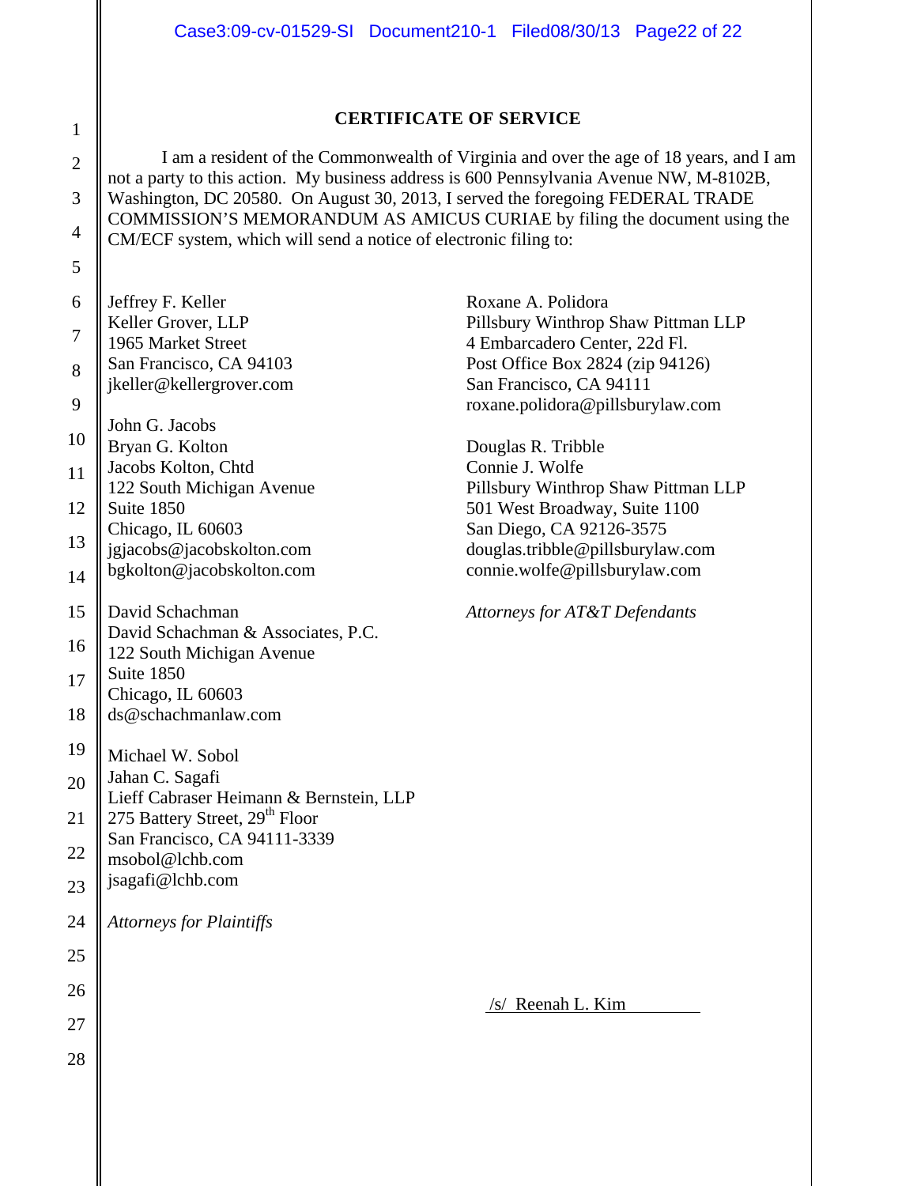## CERTIFICATE OF SERVICE

I am a resident of the Commonwealth of Virginia and over the age of 18 years, and I am not a party to this action. My business address is 600 Pennsylvania Avenue NW, M-8102B, Washington, DC 20580. On August 30, 2013, I served the foregoing FEDERAL TRADE COMMISSION'S MEMORANDUM AS AMICUS CURIAE by filing the document using the CM/ECF system, which will send a notice of electronic filing to:

Jeffrey F. Keller
Keller Grover, LLP
1965 Market Street
San Francisco, CA 94103
jkeller@kellergrover.com

John G. Jacobs
Bryan G. Kolton
Jacobs Kolton, Chtd
122 South Michigan Avenue
Suite 1850
Chicago, IL 60603
jgjacobs@jacobskolton.com
bgkolton@jacobskolton.com

David Schachman
David Schachman & Associates, P.C.
122 South Michigan Avenue
Suite 1850
Chicago, IL 60603
ds@schachmanlaw.com

Michael W. Sobol
Jahan C. Sagafi
Lieff Cabraser Heimann & Bernstein, LLP
275 Battery Street, 29th Floor
San Francisco, CA 94111-3339
msobol@lchb.com
jsagafi@lchb.com

*Attorneys for Plaintiffs*

Roxane A. Polidora
Pillsbury Winthrop Shaw Pittman LLP
4 Embarcadero Center, 22d Fl.
Post Office Box 2824 (zip 94126)
San Francisco, CA 94111
roxane.polidora@pillsburylaw.com

Douglas R. Tribble
Connie J. Wolfe
Pillsbury Winthrop Shaw Pittman LLP
501 West Broadway, Suite 1100
San Diego, CA 92126-3575
douglas.tribble@pillsburylaw.com
connie.wolfe@pillsburylaw.com

*Attorneys for AT&T Defendants*

/s/ Reenah L. Kim